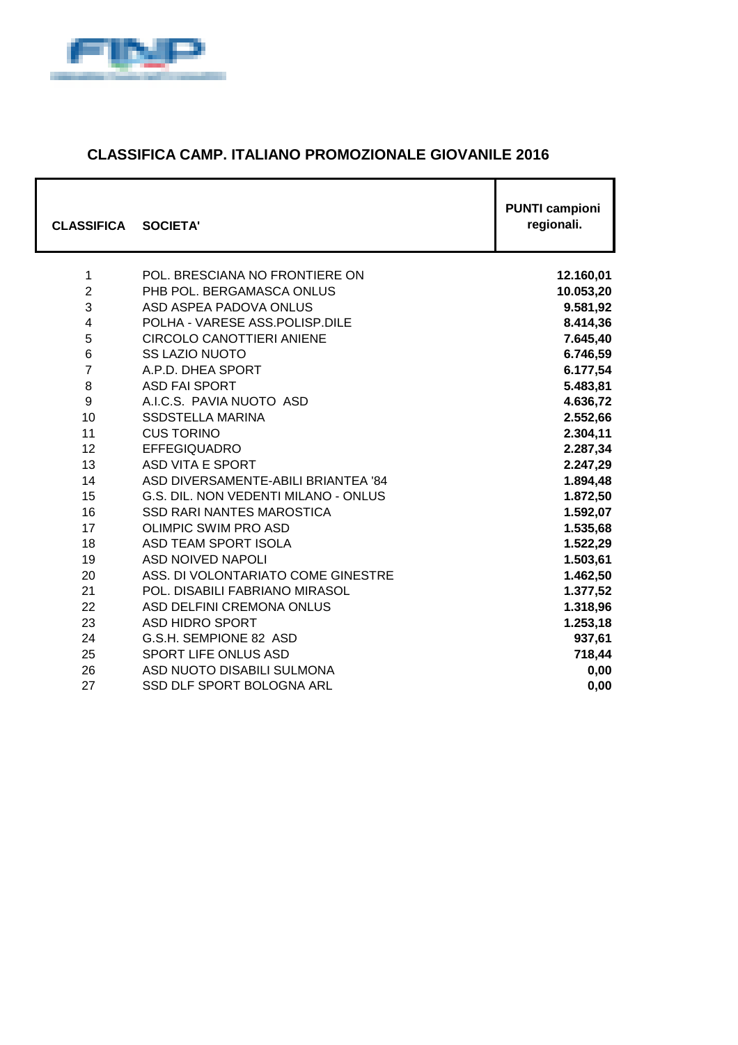## CLASSIFICA CAMP. ITALIANO PROMOZIONALE GIOVANILE 2016

| CLASSIFICA | SOCIETA' | PUNTI campioni regionali. |
|---|---|---|
| 1 | POL. BRESCIANA NO FRONTIERE ON | **12.160,01** |
| 2 | PHB POL. BERGAMASCA ONLUS | **10.053,20** |
| 3 | ASD ASPEA PADOVA ONLUS | **9.581,92** |
| 4 | POLHA - VARESE ASS.POLISP.DILE | **8.414,36** |
| 5 | CIRCOLO CANOTTIERI ANIENE | **7.645,40** |
| 6 | SS LAZIO NUOTO | **6.746,59** |
| 7 | A.P.D. DHEA SPORT | **6.177,54** |
| 8 | ASD FAI SPORT | **5.483,81** |
| 9 | A.I.C.S. PAVIA NUOTO ASD | **4.636,72** |
| 10 | SSDSTELLA MARINA | **2.552,66** |
| 11 | CUS TORINO | **2.304,11** |
| 12 | EFFEGIQUADRO | **2.287,34** |
| 13 | ASD VITA E SPORT | **2.247,29** |
| 14 | ASD DIVERSAMENTE-ABILI BRIANTEA '84 | **1.894,48** |
| 15 | G.S. DIL. NON VEDENTI MILANO - ONLUS | **1.872,50** |
| 16 | SSD RARI NANTES MAROSTICA | **1.592,07** |
| 17 | OLIMPIC SWIM PRO ASD | **1.535,68** |
| 18 | ASD TEAM SPORT ISOLA | **1.522,29** |
| 19 | ASD NOIVED NAPOLI | **1.503,61** |
| 20 | ASS. DI VOLONTARIATO COME GINESTRE | **1.462,50** |
| 21 | POL. DISABILI FABRIANO MIRASOL | **1.377,52** |
| 22 | ASD DELFINI CREMONA ONLUS | **1.318,96** |
| 23 | ASD HIDRO SPORT | **1.253,18** |
| 24 | G.S.H. SEMPIONE 82 ASD | **937,61** |
| 25 | SPORT LIFE ONLUS ASD | **718,44** |
| 26 | ASD NUOTO DISABILI SULMONA | **0,00** |
| 27 | SSD DLF SPORT BOLOGNA ARL | **0,00** |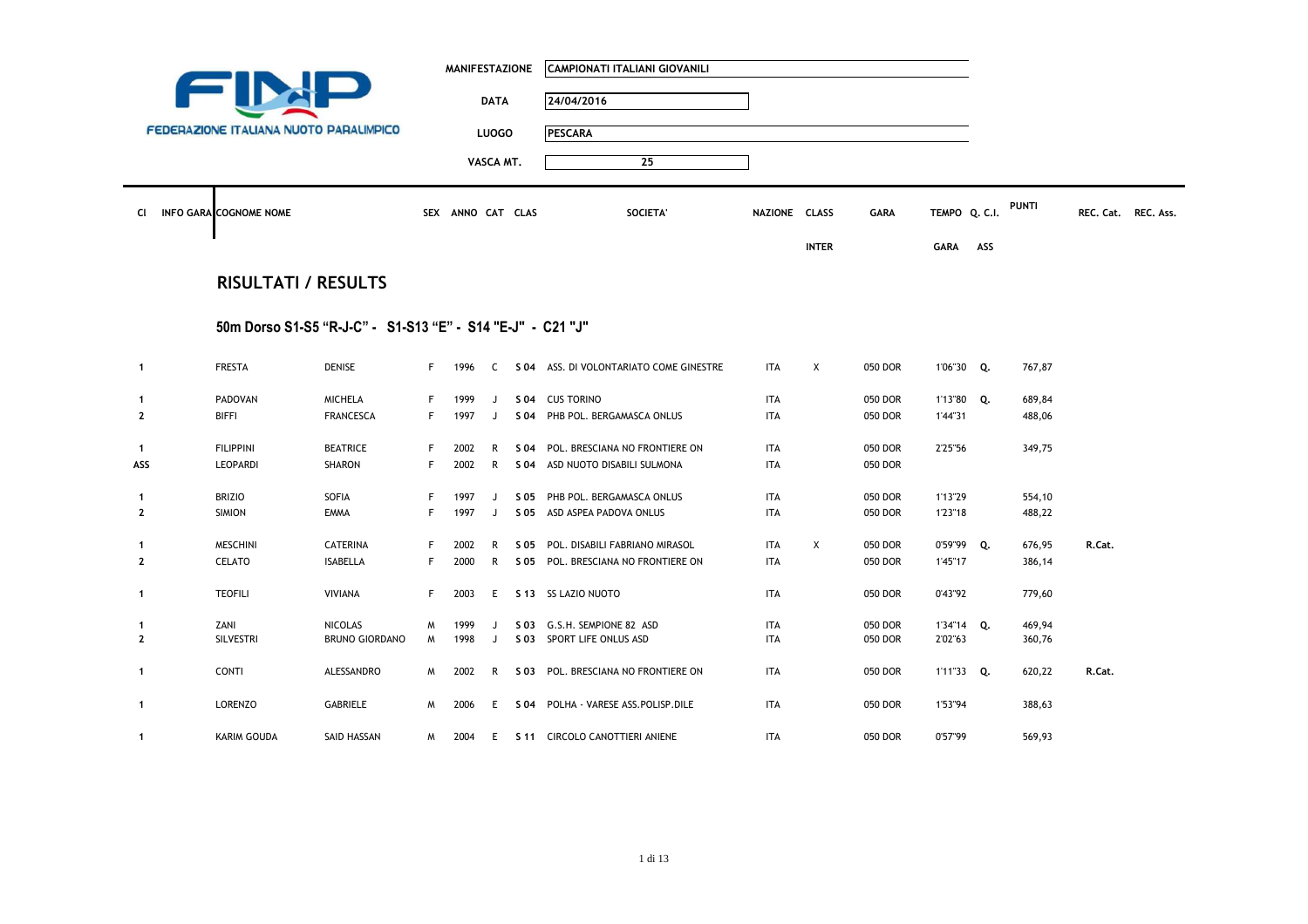FINP
FEDERAZIONE ITALIANA NUOTO PARALIMPICO

| MANIFESTAZIONE | CAMPIONATI ITALIANI GIOVANILI |
|---|---|
| DATA | 24/04/2016 |
| LUOGO | PESCARA |
| VASCA MT. | 25 |

## RISULTATI / RESULTS

### 50m Dorso S1-S5 "R-J-C" - S1-S13 "E" - S14 "E-J" - C21 "J"

| Cl | INFO GARA | COGNOME | NOME | SEX | ANNO | CAT | CLAS | SOCIETA' | NAZIONE | CLASS INTER | GARA | TEMPO GARA | Q. C.I. ASS | PUNTI | REC. Cat. | REC. Ass. |
|---|---|---|---|---|---|---|---|---|---|---|---|---|---|---|---|---|
| 1 | | FRESTA | DENISE | F | 1996 | C | S 04 | ASS. DI VOLONTARIATO COME GINESTRE | ITA | X | 050 DOR | 1'06"30 | Q. | 767,87 | | |
| 1 | | PADOVAN | MICHELA | F | 1999 | J | S 04 | CUS TORINO | ITA | | 050 DOR | 1'13"80 | Q. | 689,84 | | |
| 2 | | BIFFI | FRANCESCA | F | 1997 | J | S 04 | PHB POL. BERGAMASCA ONLUS | ITA | | 050 DOR | 1'44"31 | | 488,06 | | |
| 1 | | FILIPPINI | BEATRICE | F | 2002 | R | S 04 | POL. BRESCIANA NO FRONTIERE ON | ITA | | 050 DOR | 2'25"56 | | 349,75 | | |
| ASS | | LEOPARDI | SHARON | F | 2002 | R | S 04 | ASD NUOTO DISABILI SULMONA | ITA | | 050 DOR | | | | | |
| 1 | | BRIZIO | SOFIA | F | 1997 | J | S 05 | PHB POL. BERGAMASCA ONLUS | ITA | | 050 DOR | 1'13"29 | | 554,10 | | |
| 2 | | SIMION | EMMA | F | 1997 | J | S 05 | ASD ASPEA PADOVA ONLUS | ITA | | 050 DOR | 1'23"18 | | 488,22 | | |
| 1 | | MESCHINI | CATERINA | F | 2002 | R | S 05 | POL. DISABILI FABRIANO MIRASOL | ITA | X | 050 DOR | 0'59"99 | Q. | 676,95 | R.Cat. | |
| 2 | | CELATO | ISABELLA | F | 2000 | R | S 05 | POL. BRESCIANA NO FRONTIERE ON | ITA | | 050 DOR | 1'45"17 | | 386,14 | | |
| 1 | | TEOFILI | VIVIANA | F | 2003 | E | S 13 | SS LAZIO NUOTO | ITA | | 050 DOR | 0'43"92 | | 779,60 | | |
| 1 | | ZANI | NICOLAS | M | 1999 | J | S 03 | G.S.H. SEMPIONE 82 ASD | ITA | | 050 DOR | 1'34"14 | Q. | 469,94 | | |
| 2 | | SILVESTRI | BRUNO GIORDANO | M | 1998 | J | S 03 | SPORT LIFE ONLUS ASD | ITA | | 050 DOR | 2'02"63 | | 360,76 | | |
| 1 | | CONTI | ALESSANDRO | M | 2002 | R | S 03 | POL. BRESCIANA NO FRONTIERE ON | ITA | | 050 DOR | 1'11"33 | Q. | 620,22 | R.Cat. | |
| 1 | | LORENZO | GABRIELE | M | 2006 | E | S 04 | POLHA - VARESE ASS.POLISP.DILE | ITA | | 050 DOR | 1'53"94 | | 388,63 | | |
| 1 | | KARIM GOUDA | SAID HASSAN | M | 2004 | E | S 11 | CIRCOLO CANOTTIERI ANIENE | ITA | | 050 DOR | 0'57"99 | | 569,93 | | |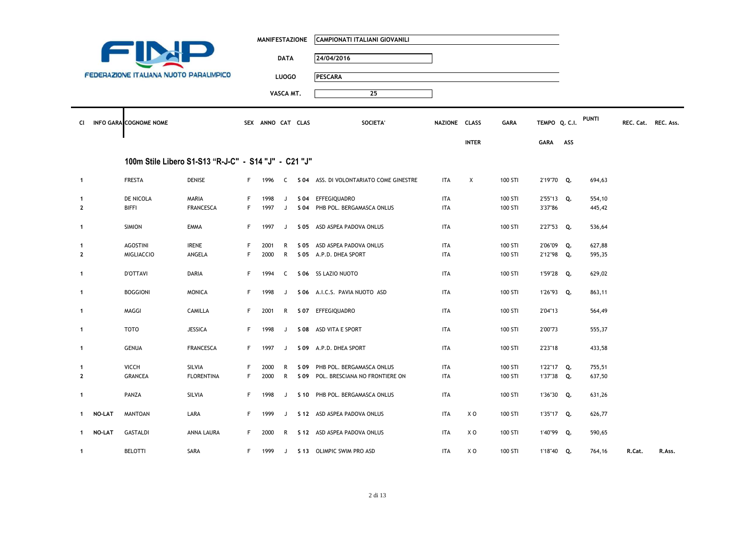FINP

FEDERAZIONE ITALIANA NUOTO PARALIMPICO

| | |
|---|---|
| **MANIFESTAZIONE** | CAMPIONATI ITALIANI GIOVANILI |
| **DATA** | 24/04/2016 |
| **LUOGO** | PESCARA |
| **VASCA MT.** | 25 |

### 100m Stile Libero S1-S13 "R-J-C" - S14 "J" - C21 "J"

| Cl | INFO GARA | COGNOME | NOME | SEX | ANNO | CAT | CLAS | SOCIETA' | NAZIONE | CLASS INTER | GARA | TEMPO GARA | Q. C.I. ASS | PUNTI | REC. Cat. | REC. Ass. |
|---|---|---|---|---|---|---|---|---|---|---|---|---|---|---|---|---|
| 1 | | FRESTA | DENISE | F | 1996 | C | S 04 | ASS. DI VOLONTARIATO COME GINESTRE | ITA | X | 100 STI | 2'19"70 | Q. | 694,63 | | |
| 1 | | DE NICOLA | MARIA | F | 1998 | J | S 04 | EFFEGIQUADRO | ITA | | 100 STI | 2'55"13 | Q. | 554,10 | | |
| 2 | | BIFFI | FRANCESCA | F | 1997 | J | S 04 | PHB POL. BERGAMASCA ONLUS | ITA | | 100 STI | 3'37"86 | | 445,42 | | |
| 1 | | SIMION | EMMA | F | 1997 | J | S 05 | ASD ASPEA PADOVA ONLUS | ITA | | 100 STI | 2'27"53 | Q. | 536,64 | | |
| 1 | | AGOSTINI | IRENE | F | 2001 | R | S 05 | ASD ASPEA PADOVA ONLUS | ITA | | 100 STI | 2'06"09 | Q. | 627,88 | | |
| 2 | | MIGLIACCIO | ANGELA | F | 2000 | R | S 05 | A.P.D. DHEA SPORT | ITA | | 100 STI | 2'12"98 | Q. | 595,35 | | |
| 1 | | D'OTTAVI | DARIA | F | 1994 | C | S 06 | SS LAZIO NUOTO | ITA | | 100 STI | 1'59"28 | Q. | 629,02 | | |
| 1 | | BOGGIONI | MONICA | F | 1998 | J | S 06 | A.I.C.S. PAVIA NUOTO ASD | ITA | | 100 STI | 1'26"93 | Q. | 863,11 | | |
| 1 | | MAGGI | CAMILLA | F | 2001 | R | S 07 | EFFEGIQUADRO | ITA | | 100 STI | 2'04"13 | | 564,49 | | |
| 1 | | TOTO | JESSICA | F | 1998 | J | S 08 | ASD VITA E SPORT | ITA | | 100 STI | 2'00"73 | | 555,37 | | |
| 1 | | GENUA | FRANCESCA | F | 1997 | J | S 09 | A.P.D. DHEA SPORT | ITA | | 100 STI | 2'23"18 | | 433,58 | | |
| 1 | | VICCH | SILVIA | F | 2000 | R | S 09 | PHB POL. BERGAMASCA ONLUS | ITA | | 100 STI | 1'22"17 | Q. | 755,51 | | |
| 2 | | GRANCEA | FLORENTINA | F | 2000 | R | S 09 | POL. BRESCIANA NO FRONTIERE ON | ITA | | 100 STI | 1'37"38 | Q. | 637,50 | | |
| 1 | | PANZA | SILVIA | F | 1998 | J | S 10 | PHB POL. BERGAMASCA ONLUS | ITA | | 100 STI | 1'36"30 | Q. | 631,26 | | |
| 1 | NO-LAT | MANTOAN | LARA | F | 1999 | J | S 12 | ASD ASPEA PADOVA ONLUS | ITA | X O | 100 STI | 1'35"17 | Q. | 626,77 | | |
| 1 | NO-LAT | GASTALDI | ANNA LAURA | F | 2000 | R | S 12 | ASD ASPEA PADOVA ONLUS | ITA | X O | 100 STI | 1'40"99 | Q. | 590,65 | | |
| 1 | | BELOTTI | SARA | F | 1999 | J | S 13 | OLIMPIC SWIM PRO ASD | ITA | X O | 100 STI | 1'18"40 | Q. | 764,16 | R.Cat. | R.Ass. |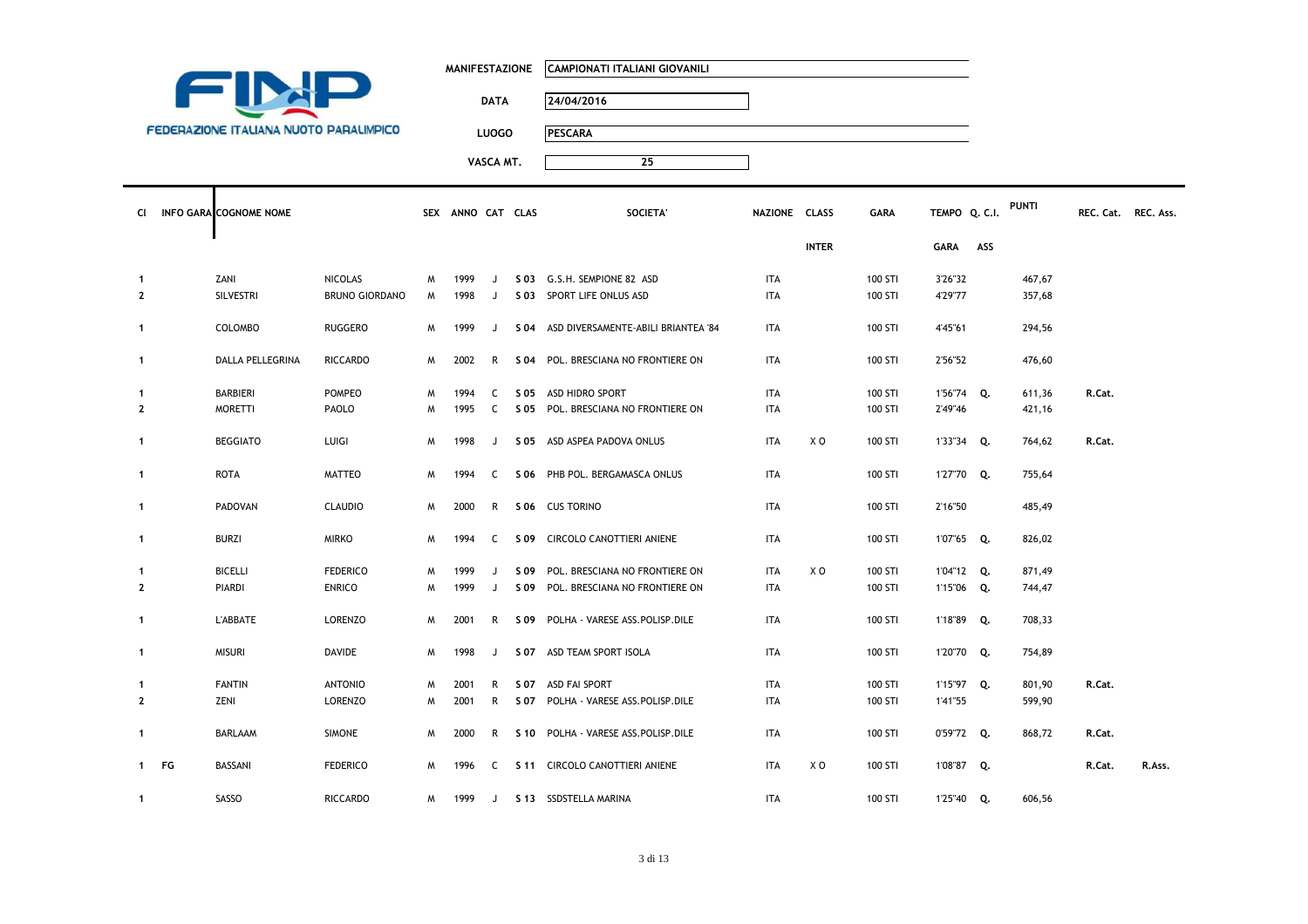FINP

FEDERAZIONE ITALIANA NUOTO PARALIMPICO

| | |
|---|---|
| MANIFESTAZIONE | CAMPIONATI ITALIANI GIOVANILI |
| DATA | 24/04/2016 |
| LUOGO | PESCARA |
| VASCA MT. | 25 |

| Cl | INFO GARA | COGNOME NOME | | SEX | ANNO | CAT | CLAS | SOCIETA' | NAZIONE | CLASS INTER | GARA | TEMPO GARA | Q. C.I. ASS | PUNTI | REC. Cat. | REC. Ass. |
|---|---|---|---|---|---|---|---|---|---|---|---|---|---|---|---|---|
| 1 | | ZANI | NICOLAS | M | 1999 | J | S 03 | G.S.H. SEMPIONE 82 ASD | ITA | | 100 STI | 3'26"32 | | 467,67 | | |
| 2 | | SILVESTRI | BRUNO GIORDANO | M | 1998 | J | S 03 | SPORT LIFE ONLUS ASD | ITA | | 100 STI | 4'29"77 | | 357,68 | | |
| 1 | | COLOMBO | RUGGERO | M | 1999 | J | S 04 | ASD DIVERSAMENTE-ABILI BRIANTEA '84 | ITA | | 100 STI | 4'45"61 | | 294,56 | | |
| 1 | | DALLA PELLEGRINA | RICCARDO | M | 2002 | R | S 04 | POL. BRESCIANA NO FRONTIERE ON | ITA | | 100 STI | 2'56"52 | | 476,60 | | |
| 1 | | BARBIERI | POMPEO | M | 1994 | C | S 05 | ASD HIDRO SPORT | ITA | | 100 STI | 1'56"74 | Q. | 611,36 | R.Cat. | |
| 2 | | MORETTI | PAOLO | M | 1995 | C | S 05 | POL. BRESCIANA NO FRONTIERE ON | ITA | | 100 STI | 2'49"46 | | 421,16 | | |
| 1 | | BEGGIATO | LUIGI | M | 1998 | J | S 05 | ASD ASPEA PADOVA ONLUS | ITA | X O | 100 STI | 1'33"34 | Q. | 764,62 | R.Cat. | |
| 1 | | ROTA | MATTEO | M | 1994 | C | S 06 | PHB POL. BERGAMASCA ONLUS | ITA | | 100 STI | 1'27"70 | Q. | 755,64 | | |
| 1 | | PADOVAN | CLAUDIO | M | 2000 | R | S 06 | CUS TORINO | ITA | | 100 STI | 2'16"50 | | 485,49 | | |
| 1 | | BURZI | MIRKO | M | 1994 | C | S 09 | CIRCOLO CANOTTIERI ANIENE | ITA | | 100 STI | 1'07"65 | Q. | 826,02 | | |
| 1 | | BICELLI | FEDERICO | M | 1999 | J | S 09 | POL. BRESCIANA NO FRONTIERE ON | ITA | X O | 100 STI | 1'04"12 | Q. | 871,49 | | |
| 2 | | PIARDI | ENRICO | M | 1999 | J | S 09 | POL. BRESCIANA NO FRONTIERE ON | ITA | | 100 STI | 1'15"06 | Q. | 744,47 | | |
| 1 | | L'ABBATE | LORENZO | M | 2001 | R | S 09 | POLHA - VARESE ASS.POLISP.DILE | ITA | | 100 STI | 1'18"89 | Q. | 708,33 | | |
| 1 | | MISURI | DAVIDE | M | 1998 | J | S 07 | ASD TEAM SPORT ISOLA | ITA | | 100 STI | 1'20"70 | Q. | 754,89 | | |
| 1 | | FANTIN | ANTONIO | M | 2001 | R | S 07 | ASD FAI SPORT | ITA | | 100 STI | 1'15"97 | Q. | 801,90 | R.Cat. | |
| 2 | | ZENI | LORENZO | M | 2001 | R | S 07 | POLHA - VARESE ASS.POLISP.DILE | ITA | | 100 STI | 1'41"55 | | 599,90 | | |
| 1 | | BARLAAM | SIMONE | M | 2000 | R | S 10 | POLHA - VARESE ASS.POLISP.DILE | ITA | | 100 STI | 0'59"72 | Q. | 868,72 | R.Cat. | |
| 1 | FG | BASSANI | FEDERICO | M | 1996 | C | S 11 | CIRCOLO CANOTTIERI ANIENE | ITA | X O | 100 STI | 1'08"87 | Q. | | R.Cat. | R.Ass. |
| 1 | | SASSO | RICCARDO | M | 1999 | J | S 13 | SSDSTELLA MARINA | ITA | | 100 STI | 1'25"40 | Q. | 606,56 | | |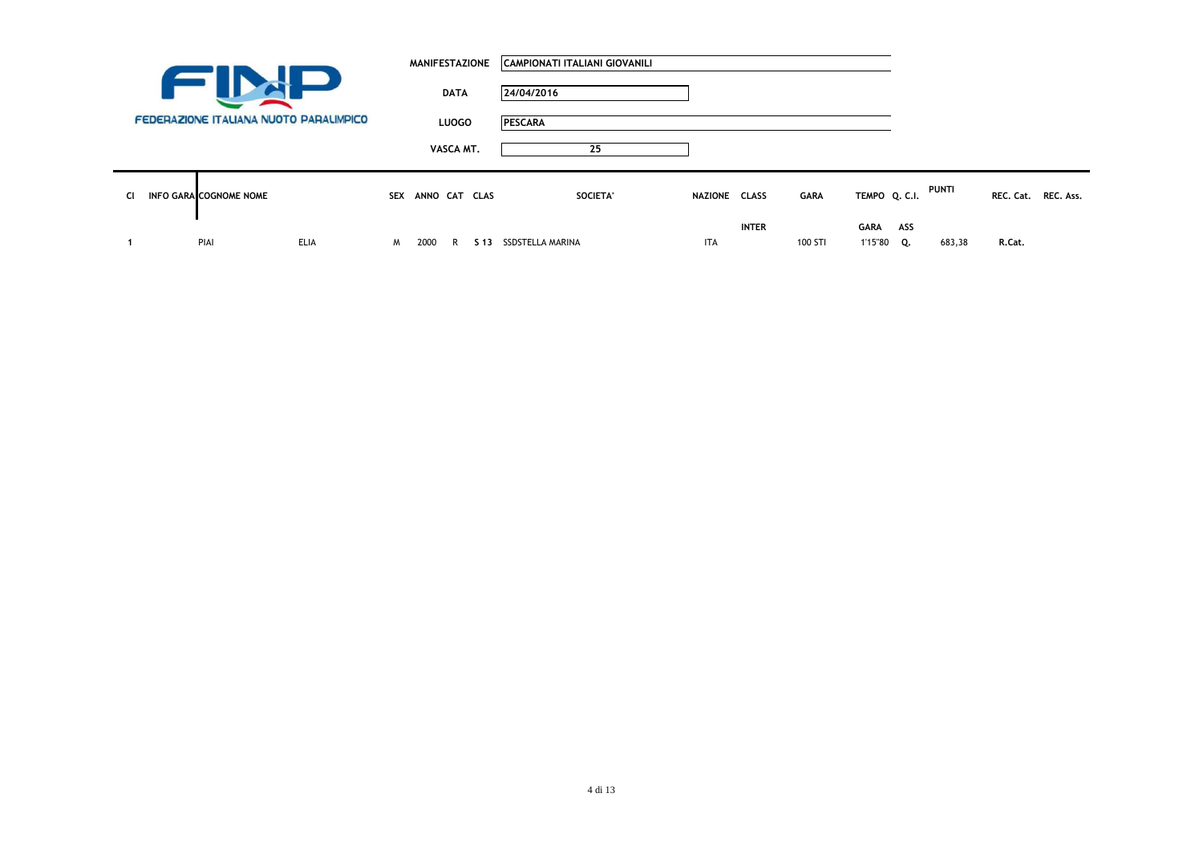FEDERAZIONE ITALIANA NUOTO PARALIMPICO

| | |
|---|---|
| **MANIFESTAZIONE** | **CAMPIONATI ITALIANI GIOVANILI** |
| **DATA** | **24/04/2016** |
| **LUOGO** | **PESCARA** |
| **VASCA MT.** | **25** |

| Cl | INFO GARA | COGNOME NOME | | SEX | ANNO | CAT | CLAS | SOCIETA' | NAZIONE | CLASS INTER | GARA | TEMPO GARA | Q. C.I. ASS | PUNTI | REC. Cat. | REC. Ass. |
|---|---|---|---|---|---|---|---|---|---|---|---|---|---|---|---|---|
| 1 | | PIAI | ELIA | M | 2000 | R | **S 13** | SSDSTELLA MARINA | ITA | | 100 STI | 1'15"80 | **Q.** | 683,38 | **R.Cat.** | |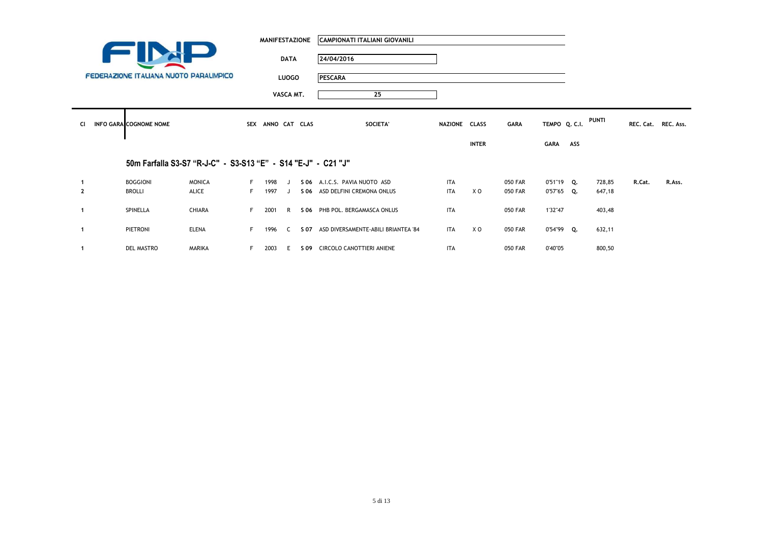FINP

FEDERAZIONE ITALIANA NUOTO PARALIMPICO

| | |
|---|---|
| MANIFESTAZIONE | CAMPIONATI ITALIANI GIOVANILI |
| DATA | 24/04/2016 |
| LUOGO | PESCARA |
| VASCA MT. | 25 |

## 50m Farfalla S3-S7 "R-J-C" - S3-S13 "E" - S14 "E-J" - C21 "J"

| Cl | INFO GARA | COGNOME NOME | | SEX | ANNO | CAT | CLAS | SOCIETA' | NAZIONE | CLASS INTER | GARA | TEMPO GARA | Q. C.I. ASS | PUNTI | REC. Cat. | REC. Ass. |
|---|---|---|---|---|---|---|---|---|---|---|---|---|---|---|---|---|
| 1 | | BOGGIONI | MONICA | F | 1998 | J | S 06 | A.I.C.S. PAVIA NUOTO ASD | ITA | | 050 FAR | 0'51"19 | Q. | 728,85 | R.Cat. | R.Ass. |
| 2 | | BROLLI | ALICE | F | 1997 | J | S 06 | ASD DELFINI CREMONA ONLUS | ITA | X O | 050 FAR | 0'57"65 | Q. | 647,18 | | |
| 1 | | SPINELLA | CHIARA | F | 2001 | R | S 06 | PHB POL. BERGAMASCA ONLUS | ITA | | 050 FAR | 1'32"47 | | 403,48 | | |
| 1 | | PIETRONI | ELENA | F | 1996 | C | S 07 | ASD DIVERSAMENTE-ABILI BRIANTEA '84 | ITA | X O | 050 FAR | 0'54"99 | Q. | 632,11 | | |
| 1 | | DEL MASTRO | MARIKA | F | 2003 | E | S 09 | CIRCOLO CANOTTIERI ANIENE | ITA | | 050 FAR | 0'40"05 | | 800,50 | | |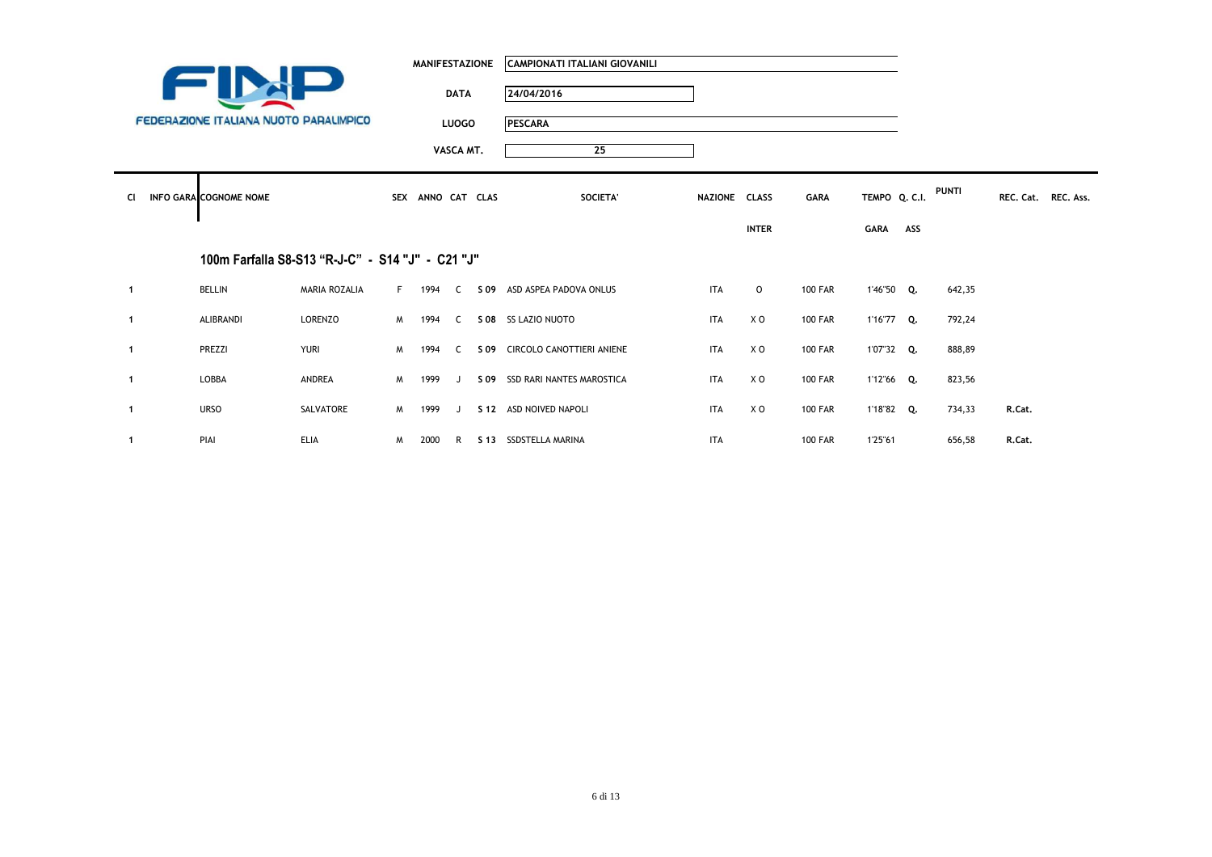**FINP**

FEDERAZIONE ITALIANA NUOTO PARALIMPICO

| | |
|---|---|
| MANIFESTAZIONE | CAMPIONATI ITALIANI GIOVANILI |
| DATA | 24/04/2016 |
| LUOGO | PESCARA |
| VASCA MT. | 25 |

## 100m Farfalla S8-S13 "R-J-C" - S14 "J" - C21 "J"

| Cl | INFO GARA | COGNOME NOME | | SEX | ANNO | CAT | CLAS | SOCIETA' | NAZIONE | CLASS INTER | GARA | TEMPO GARA | Q. C.I. ASS | PUNTI | REC. Cat. | REC. Ass. |
|---|---|---|---|---|---|---|---|---|---|---|---|---|---|---|---|---|
| 1 | | BELLIN | MARIA ROZALIA | F | 1994 | C | S 09 | ASD ASPEA PADOVA ONLUS | ITA | O | 100 FAR | 1'46"50 | Q. | 642,35 | | |
| 1 | | ALIBRANDI | LORENZO | M | 1994 | C | S 08 | SS LAZIO NUOTO | ITA | X O | 100 FAR | 1'16"77 | Q. | 792,24 | | |
| 1 | | PREZZI | YURI | M | 1994 | C | S 09 | CIRCOLO CANOTTIERI ANIENE | ITA | X O | 100 FAR | 1'07"32 | Q. | 888,89 | | |
| 1 | | LOBBA | ANDREA | M | 1999 | J | S 09 | SSD RARI NANTES MAROSTICA | ITA | X O | 100 FAR | 1'12"66 | Q. | 823,56 | | |
| 1 | | URSO | SALVATORE | M | 1999 | J | S 12 | ASD NOIVED NAPOLI | ITA | X O | 100 FAR | 1'18"82 | Q. | 734,33 | R.Cat. | |
| 1 | | PIAI | ELIA | M | 2000 | R | S 13 | SSDSTELLA MARINA | ITA | | 100 FAR | 1'25"61 | | 656,58 | R.Cat. | |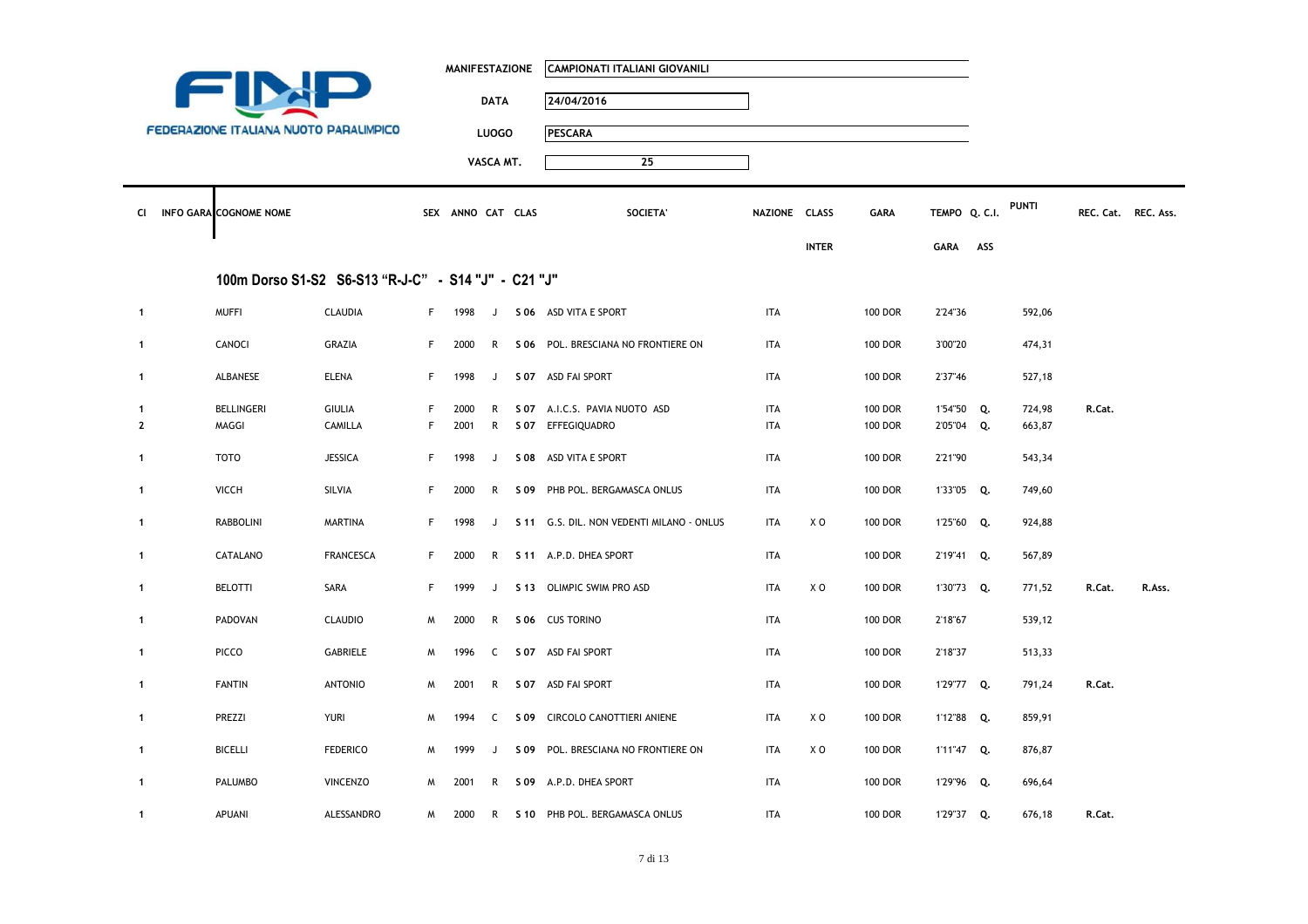FINP
FEDERAZIONE ITALIANA NUOTO PARALIMPICO

**MANIFESTAZIONE** CAMPIONATI ITALIANI GIOVANILI

**DATA** 24/04/2016

**LUOGO** PESCARA

**VASCA MT.** 25

## 100m Dorso S1-S2 S6-S13 "R-J-C" - S14 "J" - C21 "J"

| Cl | INFO GARA | COGNOME | NOME | SEX | ANNO | CAT | CLAS | SOCIETA' | NAZIONE | CLASS INTER | GARA | TEMPO GARA | Q. C.I. ASS | PUNTI | REC. Cat. | REC. Ass. |
|---|---|---|---|---|---|---|---|---|---|---|---|---|---|---|---|---|
| 1 | | MUFFI | CLAUDIA | F | 1998 | J | S 06 | ASD VITA E SPORT | ITA | | 100 DOR | 2'24"36 | | 592,06 | | |
| 1 | | CANOCI | GRAZIA | F | 2000 | R | S 06 | POL. BRESCIANA NO FRONTIERE ON | ITA | | 100 DOR | 3'00"20 | | 474,31 | | |
| 1 | | ALBANESE | ELENA | F | 1998 | J | S 07 | ASD FAI SPORT | ITA | | 100 DOR | 2'37"46 | | 527,18 | | |
| 1 | | BELLINGERI | GIULIA | F | 2000 | R | S 07 | A.I.C.S. PAVIA NUOTO ASD | ITA | | 100 DOR | 1'54"50 | Q. | 724,98 | R.Cat. | |
| 2 | | MAGGI | CAMILLA | F | 2001 | R | S 07 | EFFEGIQUADRO | ITA | | 100 DOR | 2'05"04 | Q. | 663,87 | | |
| 1 | | TOTO | JESSICA | F | 1998 | J | S 08 | ASD VITA E SPORT | ITA | | 100 DOR | 2'21"90 | | 543,34 | | |
| 1 | | VICCH | SILVIA | F | 2000 | R | S 09 | PHB POL. BERGAMASCA ONLUS | ITA | | 100 DOR | 1'33"05 | Q. | 749,60 | | |
| 1 | | RABBOLINI | MARTINA | F | 1998 | J | S 11 | G.S. DIL. NON VEDENTI MILANO - ONLUS | ITA | X O | 100 DOR | 1'25"60 | Q. | 924,88 | | |
| 1 | | CATALANO | FRANCESCA | F | 2000 | R | S 11 | A.P.D. DHEA SPORT | ITA | | 100 DOR | 2'19"41 | Q. | 567,89 | | |
| 1 | | BELOTTI | SARA | F | 1999 | J | S 13 | OLIMPIC SWIM PRO ASD | ITA | X O | 100 DOR | 1'30"73 | Q. | 771,52 | R.Cat. | R.Ass. |
| 1 | | PADOVAN | CLAUDIO | M | 2000 | R | S 06 | CUS TORINO | ITA | | 100 DOR | 2'18"67 | | 539,12 | | |
| 1 | | PICCO | GABRIELE | M | 1996 | C | S 07 | ASD FAI SPORT | ITA | | 100 DOR | 2'18"37 | | 513,33 | | |
| 1 | | FANTIN | ANTONIO | M | 2001 | R | S 07 | ASD FAI SPORT | ITA | | 100 DOR | 1'29"77 | Q. | 791,24 | R.Cat. | |
| 1 | | PREZZI | YURI | M | 1994 | C | S 09 | CIRCOLO CANOTTIERI ANIENE | ITA | X O | 100 DOR | 1'12"88 | Q. | 859,91 | | |
| 1 | | BICELLI | FEDERICO | M | 1999 | J | S 09 | POL. BRESCIANA NO FRONTIERE ON | ITA | X O | 100 DOR | 1'11"47 | Q. | 876,87 | | |
| 1 | | PALUMBO | VINCENZO | M | 2001 | R | S 09 | A.P.D. DHEA SPORT | ITA | | 100 DOR | 1'29"96 | Q. | 696,64 | | |
| 1 | | APUANI | ALESSANDRO | M | 2000 | R | S 10 | PHB POL. BERGAMASCA ONLUS | ITA | | 100 DOR | 1'29"37 | Q. | 676,18 | R.Cat. | |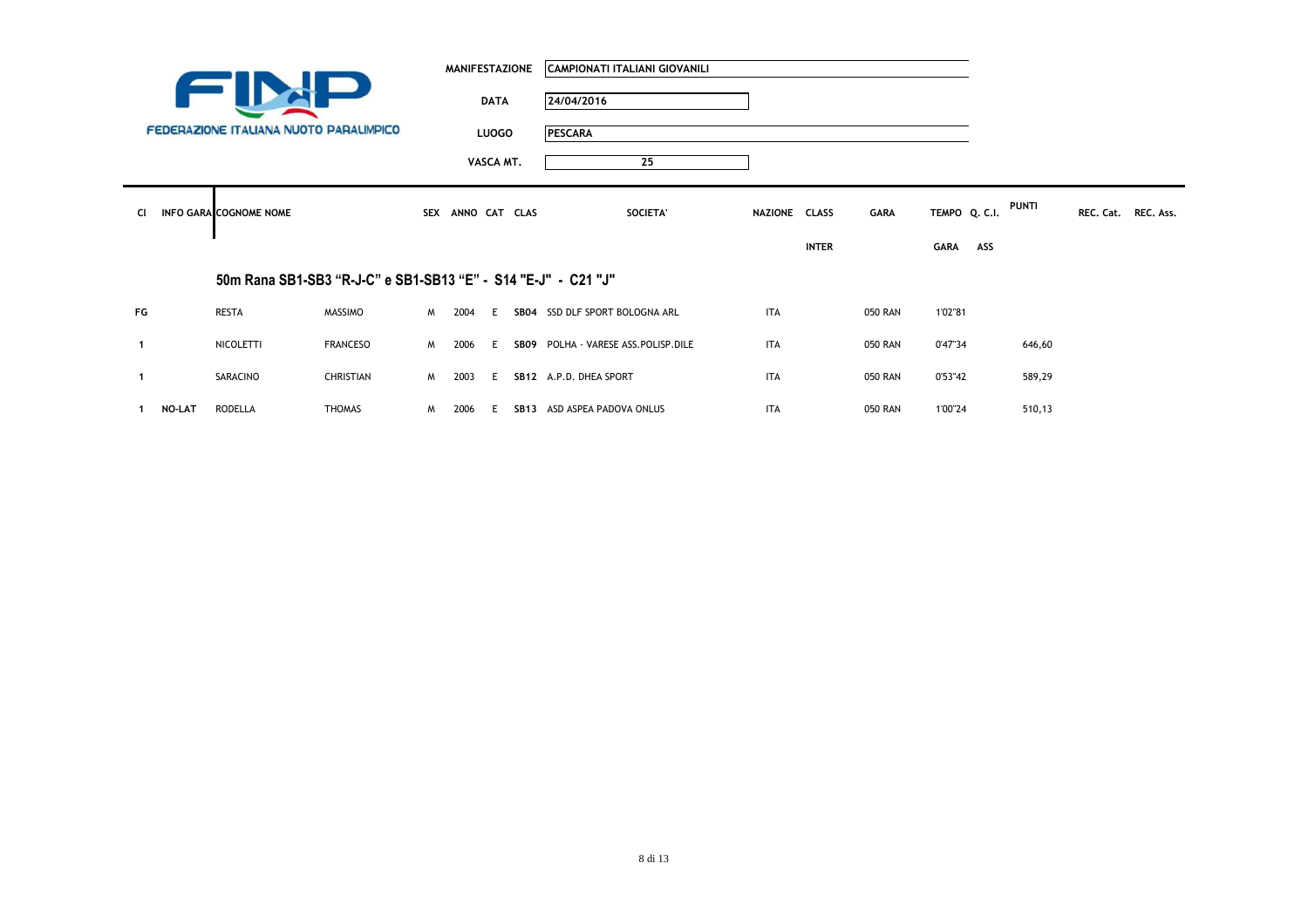FINP

FEDERAZIONE ITALIANA NUOTO PARALIMPICO

| | |
|---|---|
| **MANIFESTAZIONE** | **CAMPIONATI ITALIANI GIOVANILI** |
| **DATA** | 24/04/2016 |
| **LUOGO** | **PESCARA** |
| **VASCA MT.** | 25 |

| Cl | INFO GARA | COGNOME NOME | | SEX | ANNO | CAT | CLAS | SOCIETA' | NAZIONE | CLASS INTER | GARA | TEMPO GARA | Q. C.I. ASS | PUNTI | REC. Cat. | REC. Ass. |
|---|---|---|---|---|---|---|---|---|---|---|---|---|---|---|---|---|
| | | **50m Rana SB1-SB3 "R-J-C" e SB1-SB13 "E" - S14 "E-J" - C21 "J"** | | | | | | | | | | | | | | |
| FG | | RESTA | MASSIMO | M | 2004 | E | **SB04** | SSD DLF SPORT BOLOGNA ARL | ITA | | 050 RAN | 1'02"81 | | | | |
| 1 | | NICOLETTI | FRANCESO | M | 2006 | E | **SB09** | POLHA - VARESE ASS.POLISP.DILE | ITA | | 050 RAN | 0'47"34 | | 646,60 | | |
| 1 | | SARACINO | CHRISTIAN | M | 2003 | E | **SB12** | A.P.D. DHEA SPORT | ITA | | 050 RAN | 0'53"42 | | 589,29 | | |
| 1 | **NO-LAT** | RODELLA | THOMAS | M | 2006 | E | **SB13** | ASD ASPEA PADOVA ONLUS | ITA | | 050 RAN | 1'00"24 | | 510,13 | | |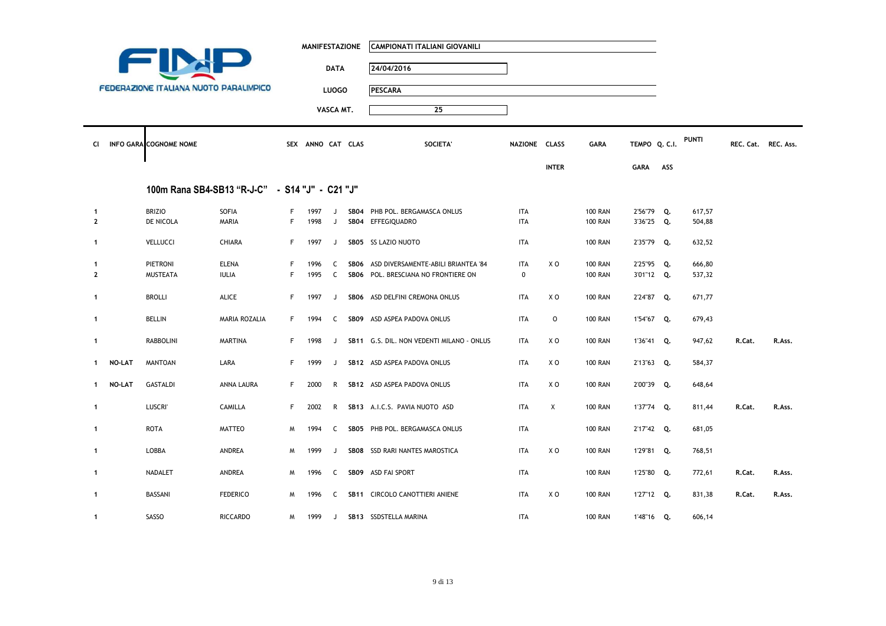**FINP**

FEDERAZIONE ITALIANA NUOTO PARALIMPICO

| | |
|---|---|
| MANIFESTAZIONE | CAMPIONATI ITALIANI GIOVANILI |
| DATA | 24/04/2016 |
| LUOGO | PESCARA |
| VASCA MT. | 25 |

## 100m Rana SB4-SB13 "R-J-C" - S14 "J" - C21 "J"

| Cl | INFO GARA | COGNOME NOME | | SEX | ANNO | CAT | CLAS | SOCIETA' | NAZIONE | CLASS INTER | GARA | TEMPO GARA | Q. C.I. ASS | PUNTI | REC. Cat. | REC. Ass. |
|---|---|---|---|---|---|---|---|---|---|---|---|---|---|---|---|---|
| 1 | | BRIZIO | SOFIA | F | 1997 | J | SB04 | PHB POL. BERGAMASCA ONLUS | ITA | | 100 RAN | 2'56"79 | Q. | 617,57 | | |
| 2 | | DE NICOLA | MARIA | F | 1998 | J | SB04 | EFFEGIQUADRO | ITA | | 100 RAN | 3'36"25 | Q. | 504,88 | | |
| 1 | | VELLUCCI | CHIARA | F | 1997 | J | SB05 | SS LAZIO NUOTO | ITA | | 100 RAN | 2'35"79 | Q. | 632,52 | | |
| 1 | | PIETRONI | ELENA | F | 1996 | C | SB06 | ASD DIVERSAMENTE-ABILI BRIANTEA '84 | ITA | X O | 100 RAN | 2'25"95 | Q. | 666,80 | | |
| 2 | | MUSTEATA | IULIA | F | 1995 | C | SB06 | POL. BRESCIANA NO FRONTIERE ON | 0 | | 100 RAN | 3'01"12 | Q. | 537,32 | | |
| 1 | | BROLLI | ALICE | F | 1997 | J | SB06 | ASD DELFINI CREMONA ONLUS | ITA | X O | 100 RAN | 2'24"87 | Q. | 671,77 | | |
| 1 | | BELLIN | MARIA ROZALIA | F | 1994 | C | SB09 | ASD ASPEA PADOVA ONLUS | ITA | O | 100 RAN | 1'54"67 | Q. | 679,43 | | |
| 1 | | RABBOLINI | MARTINA | F | 1998 | J | SB11 | G.S. DIL. NON VEDENTI MILANO - ONLUS | ITA | X O | 100 RAN | 1'36"41 | Q. | 947,62 | R.Cat. | R.Ass. |
| 1 | NO-LAT | MANTOAN | LARA | F | 1999 | J | SB12 | ASD ASPEA PADOVA ONLUS | ITA | X O | 100 RAN | 2'13"63 | Q. | 584,37 | | |
| 1 | NO-LAT | GASTALDI | ANNA LAURA | F | 2000 | R | SB12 | ASD ASPEA PADOVA ONLUS | ITA | X O | 100 RAN | 2'00"39 | Q. | 648,64 | | |
| 1 | | LUSCRI' | CAMILLA | F | 2002 | R | SB13 | A.I.C.S. PAVIA NUOTO ASD | ITA | X | 100 RAN | 1'37"74 | Q. | 811,44 | R.Cat. | R.Ass. |
| 1 | | ROTA | MATTEO | M | 1994 | C | SB05 | PHB POL. BERGAMASCA ONLUS | ITA | | 100 RAN | 2'17"42 | Q. | 681,05 | | |
| 1 | | LOBBA | ANDREA | M | 1999 | J | SB08 | SSD RARI NANTES MAROSTICA | ITA | X O | 100 RAN | 1'29"81 | Q. | 768,51 | | |
| 1 | | NADALET | ANDREA | M | 1996 | C | SB09 | ASD FAI SPORT | ITA | | 100 RAN | 1'25"80 | Q. | 772,61 | R.Cat. | R.Ass. |
| 1 | | BASSANI | FEDERICO | M | 1996 | C | SB11 | CIRCOLO CANOTTIERI ANIENE | ITA | X O | 100 RAN | 1'27"12 | Q. | 831,38 | R.Cat. | R.Ass. |
| 1 | | SASSO | RICCARDO | M | 1999 | J | SB13 | SSDSTELLA MARINA | ITA | | 100 RAN | 1'48"16 | Q. | 606,14 | | |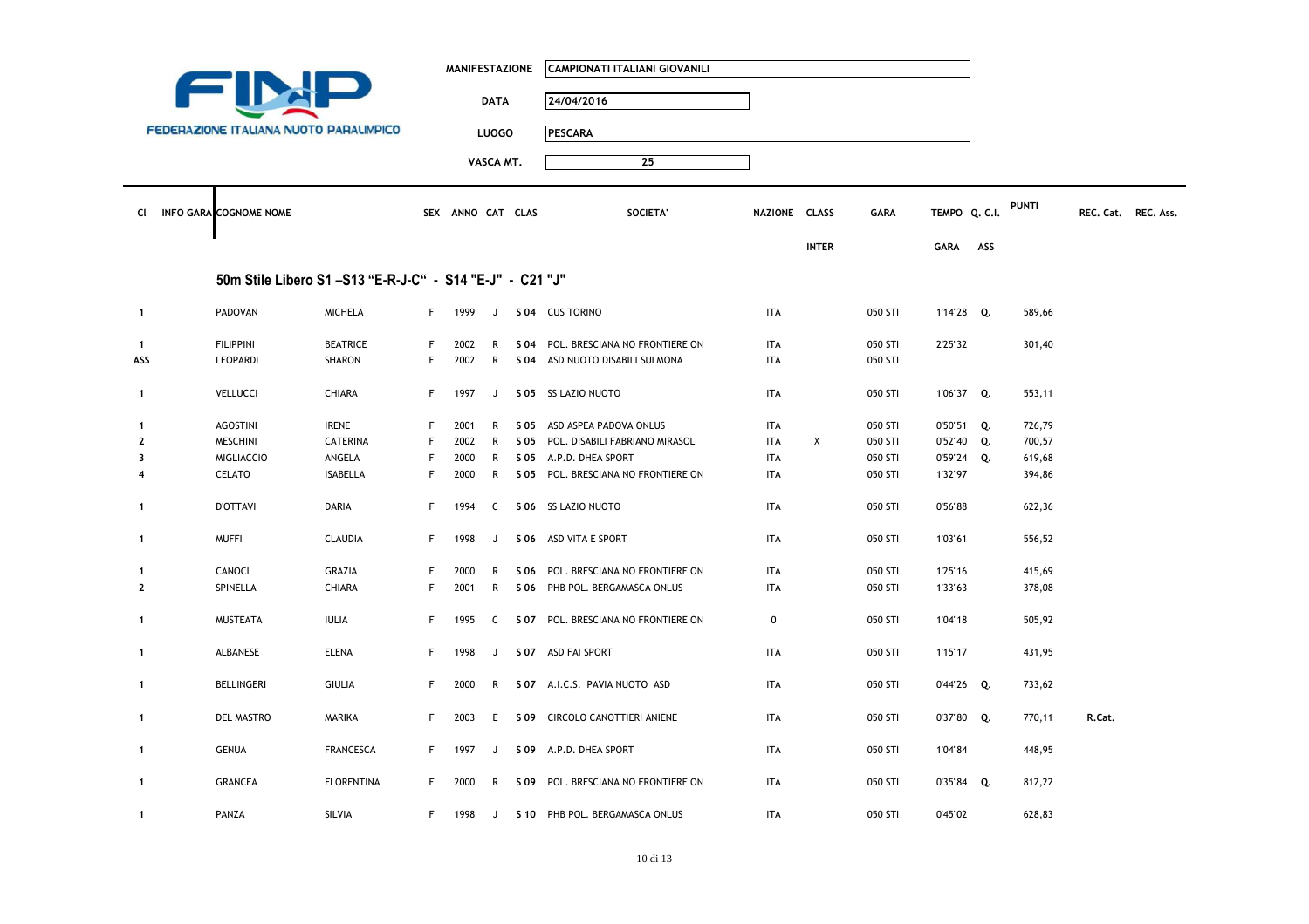| | | |
|---|---|---|
| **FINP** FEDERAZIONE ITALIANA NUOTO PARALIMPICO | MANIFESTAZIONE | CAMPIONATI ITALIANI GIOVANILI |
| | DATA | 24/04/2016 |
| | LUOGO | PESCARA |
| | VASCA MT. | 25 |

| Cl | INFO GARA | COGNOME NOME | | SEX | ANNO | CAT | CLAS | SOCIETA' | NAZIONE | CLASS INTER | GARA | TEMPO GARA | Q. C.I. ASS | PUNTI | REC. Cat. | REC. Ass. |
|---|---|---|---|---|---|---|---|---|---|---|---|---|---|---|---|---|
| | | **50m Stile Libero S1 –S13 "E-R-J-C" - S14 "E-J" - C21 "J"** | | | | | | | | | | | | | | |
| 1 | | PADOVAN | MICHELA | F | 1999 | J | S 04 | CUS TORINO | ITA | | 050 STI | 1'14"28 | Q. | 589,66 | | |
| 1 | | FILIPPINI | BEATRICE | F | 2002 | R | S 04 | POL. BRESCIANA NO FRONTIERE ON | ITA | | 050 STI | 2'25"32 | | 301,40 | | |
| ASS | | LEOPARDI | SHARON | F | 2002 | R | S 04 | ASD NUOTO DISABILI SULMONA | ITA | | 050 STI | | | | | |
| 1 | | VELLUCCI | CHIARA | F | 1997 | J | S 05 | SS LAZIO NUOTO | ITA | | 050 STI | 1'06"37 | Q. | 553,11 | | |
| 1 | | AGOSTINI | IRENE | F | 2001 | R | S 05 | ASD ASPEA PADOVA ONLUS | ITA | | 050 STI | 0'50"51 | Q. | 726,79 | | |
| 2 | | MESCHINI | CATERINA | F | 2002 | R | S 05 | POL. DISABILI FABRIANO MIRASOL | ITA | X | 050 STI | 0'52"40 | Q. | 700,57 | | |
| 3 | | MIGLIACCIO | ANGELA | F | 2000 | R | S 05 | A.P.D. DHEA SPORT | ITA | | 050 STI | 0'59"24 | Q. | 619,68 | | |
| 4 | | CELATO | ISABELLA | F | 2000 | R | S 05 | POL. BRESCIANA NO FRONTIERE ON | ITA | | 050 STI | 1'32"97 | | 394,86 | | |
| 1 | | D'OTTAVI | DARIA | F | 1994 | C | S 06 | SS LAZIO NUOTO | ITA | | 050 STI | 0'56"88 | | 622,36 | | |
| 1 | | MUFFI | CLAUDIA | F | 1998 | J | S 06 | ASD VITA E SPORT | ITA | | 050 STI | 1'03"61 | | 556,52 | | |
| 1 | | CANOCI | GRAZIA | F | 2000 | R | S 06 | POL. BRESCIANA NO FRONTIERE ON | ITA | | 050 STI | 1'25"16 | | 415,69 | | |
| 2 | | SPINELLA | CHIARA | F | 2001 | R | S 06 | PHB POL. BERGAMASCA ONLUS | ITA | | 050 STI | 1'33"63 | | 378,08 | | |
| 1 | | MUSTEATA | IULIA | F | 1995 | C | S 07 | POL. BRESCIANA NO FRONTIERE ON | 0 | | 050 STI | 1'04"18 | | 505,92 | | |
| 1 | | ALBANESE | ELENA | F | 1998 | J | S 07 | ASD FAI SPORT | ITA | | 050 STI | 1'15"17 | | 431,95 | | |
| 1 | | BELLINGERI | GIULIA | F | 2000 | R | S 07 | A.I.C.S. PAVIA NUOTO ASD | ITA | | 050 STI | 0'44"26 | Q. | 733,62 | | |
| 1 | | DEL MASTRO | MARIKA | F | 2003 | E | S 09 | CIRCOLO CANOTTIERI ANIENE | ITA | | 050 STI | 0'37"80 | Q. | 770,11 | R.Cat. | |
| 1 | | GENUA | FRANCESCA | F | 1997 | J | S 09 | A.P.D. DHEA SPORT | ITA | | 050 STI | 1'04"84 | | 448,95 | | |
| 1 | | GRANCEA | FLORENTINA | F | 2000 | R | S 09 | POL. BRESCIANA NO FRONTIERE ON | ITA | | 050 STI | 0'35"84 | Q. | 812,22 | | |
| 1 | | PANZA | SILVIA | F | 1998 | J | S 10 | PHB POL. BERGAMASCA ONLUS | ITA | | 050 STI | 0'45"02 | | 628,83 | | |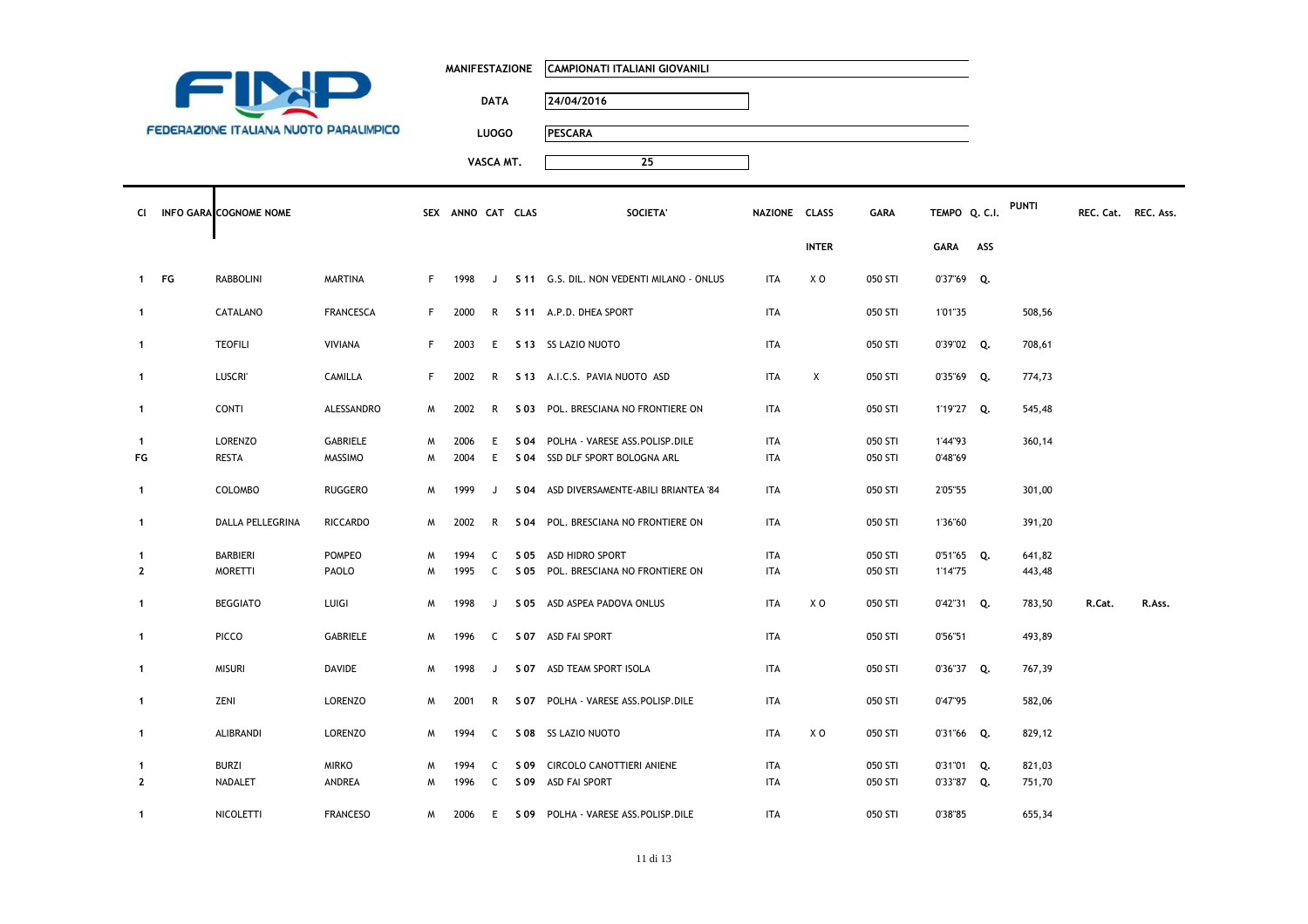FINP

FEDERAZIONE ITALIANA NUOTO PARALIMPICO

| | |
|---|---|
| MANIFESTAZIONE | CAMPIONATI ITALIANI GIOVANILI |
| DATA | 24/04/2016 |
| LUOGO | PESCARA |
| VASCA MT. | 25 |

| Cl | INFO GARA | COGNOME NOME | | SEX | ANNO | CAT | CLAS | SOCIETA' | NAZIONE | CLASS INTER | GARA | TEMPO GARA | Q. C.I. ASS | PUNTI | REC. Cat. | REC. Ass. |
|---|---|---|---|---|---|---|---|---|---|---|---|---|---|---|---|---|
| 1 | FG | RABBOLINI | MARTINA | F | 1998 | J | S 11 | G.S. DIL. NON VEDENTI MILANO - ONLUS | ITA | X O | 050 STI | 0'37"69 | Q. | | | |
| 1 | | CATALANO | FRANCESCA | F | 2000 | R | S 11 | A.P.D. DHEA SPORT | ITA | | 050 STI | 1'01"35 | | 508,56 | | |
| 1 | | TEOFILI | VIVIANA | F | 2003 | E | S 13 | SS LAZIO NUOTO | ITA | | 050 STI | 0'39"02 | Q. | 708,61 | | |
| 1 | | LUSCRI' | CAMILLA | F | 2002 | R | S 13 | A.I.C.S. PAVIA NUOTO ASD | ITA | X | 050 STI | 0'35"69 | Q. | 774,73 | | |
| 1 | | CONTI | ALESSANDRO | M | 2002 | R | S 03 | POL. BRESCIANA NO FRONTIERE ON | ITA | | 050 STI | 1'19"27 | Q. | 545,48 | | |
| 1 | | LORENZO | GABRIELE | M | 2006 | E | S 04 | POLHA - VARESE ASS.POLISP.DILE | ITA | | 050 STI | 1'44"93 | | 360,14 | | |
| FG | | RESTA | MASSIMO | M | 2004 | E | S 04 | SSD DLF SPORT BOLOGNA ARL | ITA | | 050 STI | 0'48"69 | | | | |
| 1 | | COLOMBO | RUGGERO | M | 1999 | J | S 04 | ASD DIVERSAMENTE-ABILI BRIANTEA '84 | ITA | | 050 STI | 2'05"55 | | 301,00 | | |
| 1 | | DALLA PELLEGRINA | RICCARDO | M | 2002 | R | S 04 | POL. BRESCIANA NO FRONTIERE ON | ITA | | 050 STI | 1'36"60 | | 391,20 | | |
| 1 | | BARBIERI | POMPEO | M | 1994 | C | S 05 | ASD HIDRO SPORT | ITA | | 050 STI | 0'51"65 | Q. | 641,82 | | |
| 2 | | MORETTI | PAOLO | M | 1995 | C | S 05 | POL. BRESCIANA NO FRONTIERE ON | ITA | | 050 STI | 1'14"75 | | 443,48 | | |
| 1 | | BEGGIATO | LUIGI | M | 1998 | J | S 05 | ASD ASPEA PADOVA ONLUS | ITA | X O | 050 STI | 0'42"31 | Q. | 783,50 | R.Cat. | R.Ass. |
| 1 | | PICCO | GABRIELE | M | 1996 | C | S 07 | ASD FAI SPORT | ITA | | 050 STI | 0'56"51 | | 493,89 | | |
| 1 | | MISURI | DAVIDE | M | 1998 | J | S 07 | ASD TEAM SPORT ISOLA | ITA | | 050 STI | 0'36"37 | Q. | 767,39 | | |
| 1 | | ZENI | LORENZO | M | 2001 | R | S 07 | POLHA - VARESE ASS.POLISP.DILE | ITA | | 050 STI | 0'47"95 | | 582,06 | | |
| 1 | | ALIBRANDI | LORENZO | M | 1994 | C | S 08 | SS LAZIO NUOTO | ITA | X O | 050 STI | 0'31"66 | Q. | 829,12 | | |
| 1 | | BURZI | MIRKO | M | 1994 | C | S 09 | CIRCOLO CANOTTIERI ANIENE | ITA | | 050 STI | 0'31"01 | Q. | 821,03 | | |
| 2 | | NADALET | ANDREA | M | 1996 | C | S 09 | ASD FAI SPORT | ITA | | 050 STI | 0'33"87 | Q. | 751,70 | | |
| 1 | | NICOLETTI | FRANCESO | M | 2006 | E | S 09 | POLHA - VARESE ASS.POLISP.DILE | ITA | | 050 STI | 0'38"85 | | 655,34 | | |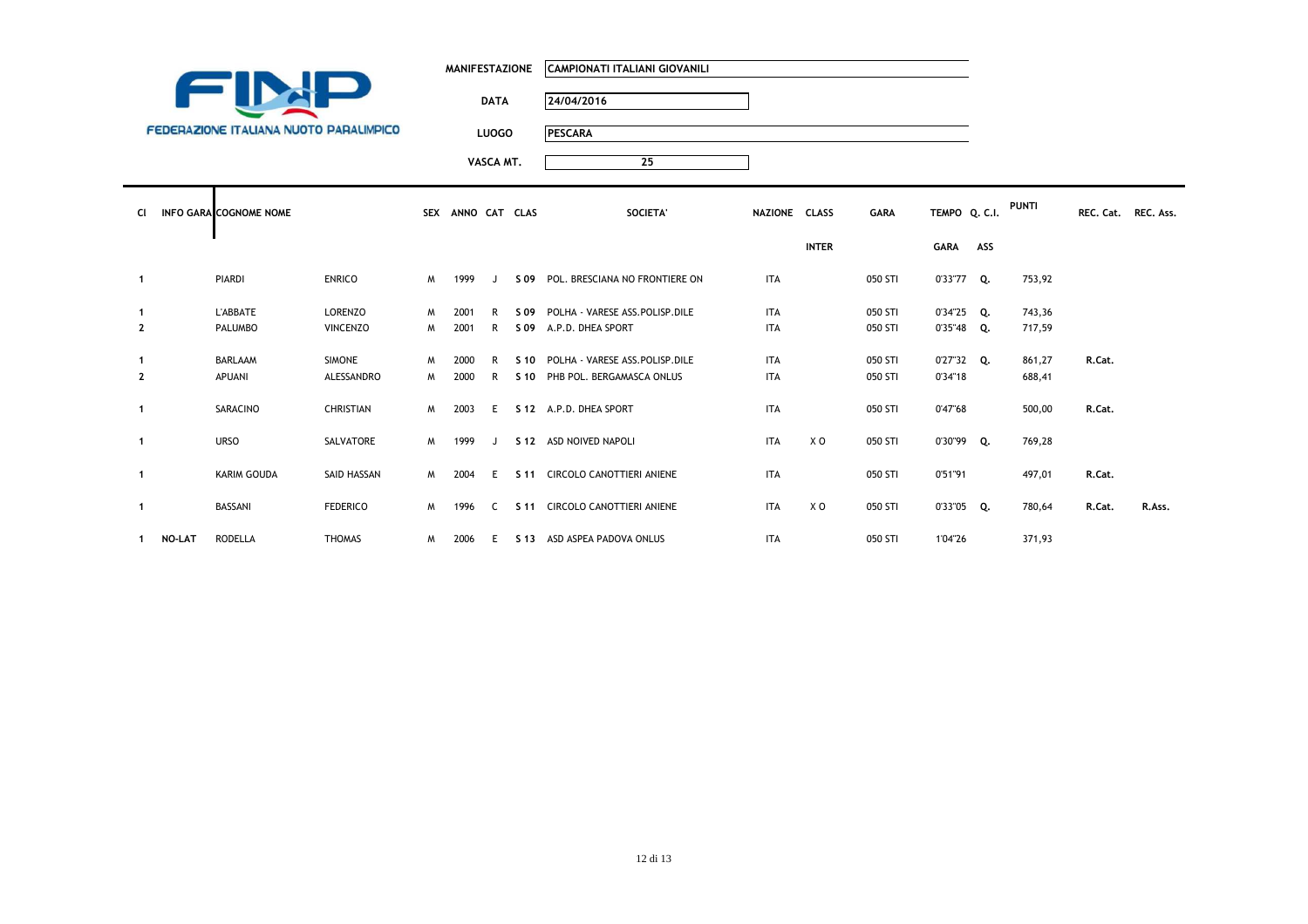FINP
FEDERAZIONE ITALIANA NUOTO PARALIMPICO

| | |
|---|---|
| MANIFESTAZIONE | CAMPIONATI ITALIANI GIOVANILI |
| DATA | 24/04/2016 |
| LUOGO | PESCARA |
| VASCA MT. | 25 |

| Cl | INFO GARA | COGNOME NOME | | SEX | ANNO | CAT | CLAS | SOCIETA' | NAZIONE | CLASS INTER | GARA | TEMPO GARA | Q. C.I. ASS | PUNTI | REC. Cat. | REC. Ass. |
|---|---|---|---|---|---|---|---|---|---|---|---|---|---|---|---|---|
| 1 | | PIARDI | ENRICO | M | 1999 | J | S 09 | POL. BRESCIANA NO FRONTIERE ON | ITA | | 050 STI | 0'33"77 | Q. | 753,92 | | |
| 1 | | L'ABBATE | LORENZO | M | 2001 | R | S 09 | POLHA - VARESE ASS.POLISP.DILE | ITA | | 050 STI | 0'34"25 | Q. | 743,36 | | |
| 2 | | PALUMBO | VINCENZO | M | 2001 | R | S 09 | A.P.D. DHEA SPORT | ITA | | 050 STI | 0'35"48 | Q. | 717,59 | | |
| 1 | | BARLAAM | SIMONE | M | 2000 | R | S 10 | POLHA - VARESE ASS.POLISP.DILE | ITA | | 050 STI | 0'27"32 | Q. | 861,27 | R.Cat. | |
| 2 | | APUANI | ALESSANDRO | M | 2000 | R | S 10 | PHB POL. BERGAMASCA ONLUS | ITA | | 050 STI | 0'34"18 | | 688,41 | | |
| 1 | | SARACINO | CHRISTIAN | M | 2003 | E | S 12 | A.P.D. DHEA SPORT | ITA | | 050 STI | 0'47"68 | | 500,00 | R.Cat. | |
| 1 | | URSO | SALVATORE | M | 1999 | J | S 12 | ASD NOIVED NAPOLI | ITA | X O | 050 STI | 0'30"99 | Q. | 769,28 | | |
| 1 | | KARIM GOUDA | SAID HASSAN | M | 2004 | E | S 11 | CIRCOLO CANOTTIERI ANIENE | ITA | | 050 STI | 0'51"91 | | 497,01 | R.Cat. | |
| 1 | | BASSANI | FEDERICO | M | 1996 | C | S 11 | CIRCOLO CANOTTIERI ANIENE | ITA | X O | 050 STI | 0'33"05 | Q. | 780,64 | R.Cat. | R.Ass. |
| 1 | NO-LAT | RODELLA | THOMAS | M | 2006 | E | S 13 | ASD ASPEA PADOVA ONLUS | ITA | | 050 STI | 1'04"26 | | 371,93 | | |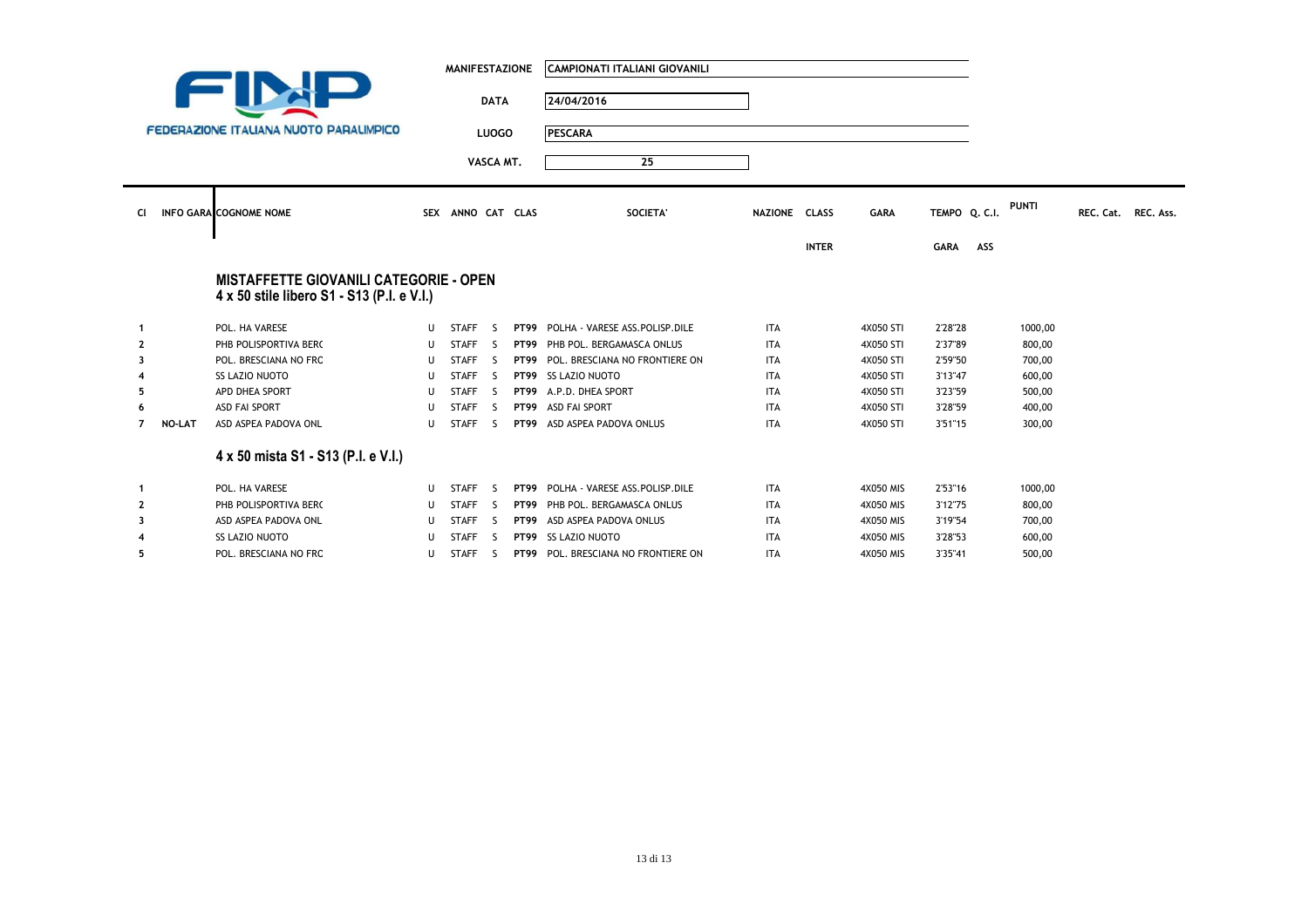FINP

FEDERAZIONE ITALIANA NUOTO PARALIMPICO

| | |
|---|---|
| MANIFESTAZIONE | CAMPIONATI ITALIANI GIOVANILI |
| DATA | 24/04/2016 |
| LUOGO | PESCARA |
| VASCA MT. | 25 |

## MISTAFFETTE GIOVANILI CATEGORIE - OPEN
### 4 x 50 stile libero S1 - S13 (P.I. e V.I.)

| Cl | INFO GARA | COGNOME NOME | SEX | ANNO | CAT | CLAS | SOCIETA' | NAZIONE | CLASS INTER | GARA | TEMPO GARA | Q. C.I. ASS | PUNTI | REC. Cat. | REC. Ass. |
|---|---|---|---|---|---|---|---|---|---|---|---|---|---|---|---|
| 1 | | POL. HA VARESE | U | STAFF | S | PT99 | POLHA - VARESE ASS.POLISP.DILE | ITA | | 4X050 STI | 2'28"28 | | 1000,00 | | |
| 2 | | PHB POLISPORTIVA BER( | U | STAFF | S | PT99 | PHB POL. BERGAMASCA ONLUS | ITA | | 4X050 STI | 2'37"89 | | 800,00 | | |
| 3 | | POL. BRESCIANA NO FRC | U | STAFF | S | PT99 | POL. BRESCIANA NO FRONTIERE ON | ITA | | 4X050 STI | 2'59"50 | | 700,00 | | |
| 4 | | SS LAZIO NUOTO | U | STAFF | S | PT99 | SS LAZIO NUOTO | ITA | | 4X050 STI | 3'13"47 | | 600,00 | | |
| 5 | | APD DHEA SPORT | U | STAFF | S | PT99 | A.P.D. DHEA SPORT | ITA | | 4X050 STI | 3'23"59 | | 500,00 | | |
| 6 | | ASD FAI SPORT | U | STAFF | S | PT99 | ASD FAI SPORT | ITA | | 4X050 STI | 3'28"59 | | 400,00 | | |
| 7 | NO-LAT | ASD ASPEA PADOVA ONL | U | STAFF | S | PT99 | ASD ASPEA PADOVA ONLUS | ITA | | 4X050 STI | 3'51"15 | | 300,00 | | |

### 4 x 50 mista S1 - S13 (P.I. e V.I.)

| Cl | INFO GARA | COGNOME NOME | SEX | ANNO | CAT | CLAS | SOCIETA' | NAZIONE | CLASS INTER | GARA | TEMPO GARA | Q. C.I. ASS | PUNTI | REC. Cat. | REC. Ass. |
|---|---|---|---|---|---|---|---|---|---|---|---|---|---|---|---|
| 1 | | POL. HA VARESE | U | STAFF | S | PT99 | POLHA - VARESE ASS.POLISP.DILE | ITA | | 4X050 MIS | 2'53"16 | | 1000,00 | | |
| 2 | | PHB POLISPORTIVA BER( | U | STAFF | S | PT99 | PHB POL. BERGAMASCA ONLUS | ITA | | 4X050 MIS | 3'12"75 | | 800,00 | | |
| 3 | | ASD ASPEA PADOVA ONL | U | STAFF | S | PT99 | ASD ASPEA PADOVA ONLUS | ITA | | 4X050 MIS | 3'19"54 | | 700,00 | | |
| 4 | | SS LAZIO NUOTO | U | STAFF | S | PT99 | SS LAZIO NUOTO | ITA | | 4X050 MIS | 3'28"53 | | 600,00 | | |
| 5 | | POL. BRESCIANA NO FRC | U | STAFF | S | PT99 | POL. BRESCIANA NO FRONTIERE ON | ITA | | 4X050 MIS | 3'35"41 | | 500,00 | | |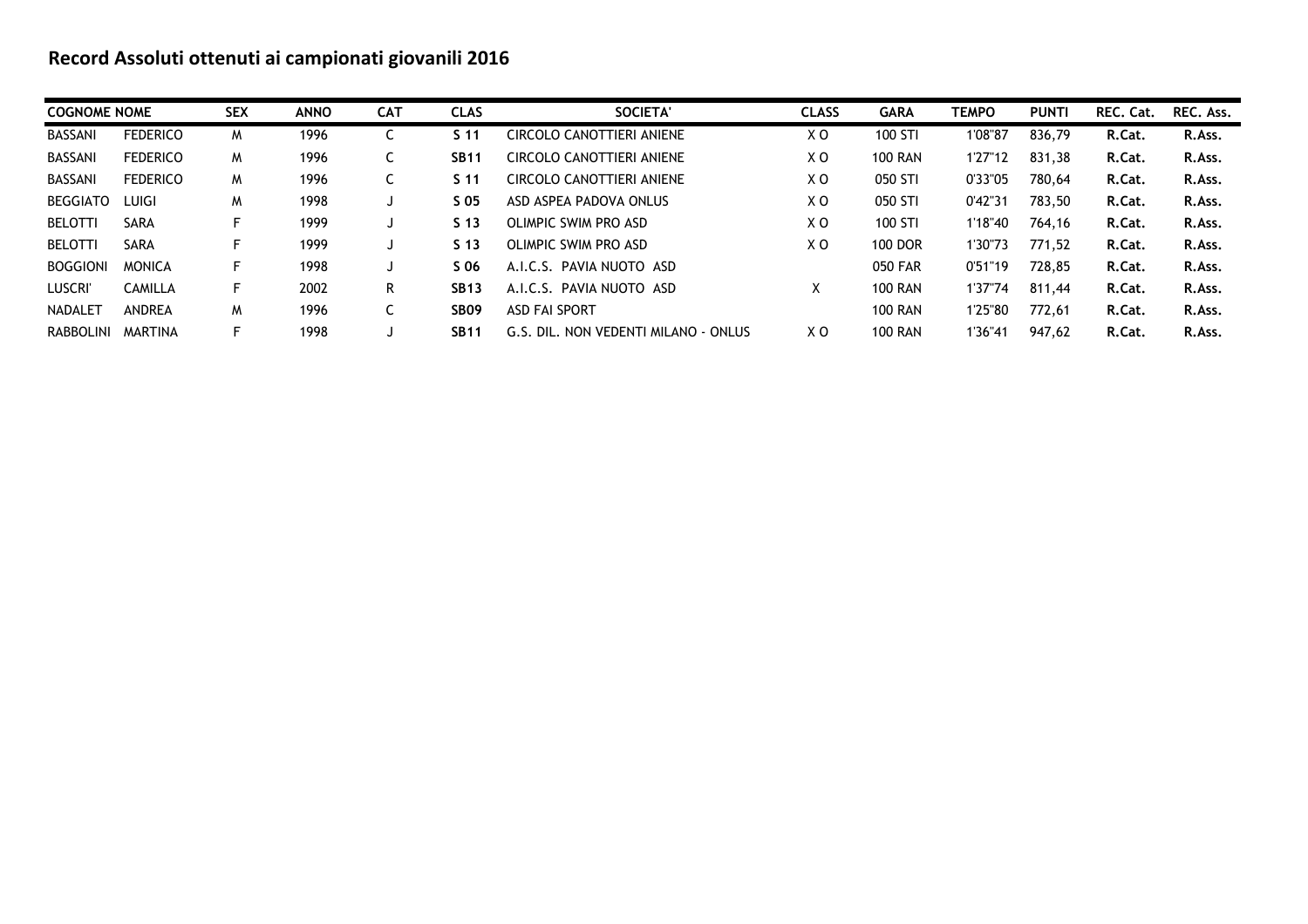# Record Assoluti ottenuti ai campionati giovanili 2016

| COGNOME | NOME | SEX | ANNO | CAT | CLAS | SOCIETA' | CLASS | GARA | TEMPO | PUNTI | REC. Cat. | REC. Ass. |
|---|---|---|---|---|---|---|---|---|---|---|---|---|
| BASSANI | FEDERICO | M | 1996 | C | **S 11** | CIRCOLO CANOTTIERI ANIENE | X O | 100 STI | 1'08"87 | 836,79 | **R.Cat.** | **R.Ass.** |
| BASSANI | FEDERICO | M | 1996 | C | **SB11** | CIRCOLO CANOTTIERI ANIENE | X O | 100 RAN | 1'27"12 | 831,38 | **R.Cat.** | **R.Ass.** |
| BASSANI | FEDERICO | M | 1996 | C | **S 11** | CIRCOLO CANOTTIERI ANIENE | X O | 050 STI | 0'33"05 | 780,64 | **R.Cat.** | **R.Ass.** |
| BEGGIATO | LUIGI | M | 1998 | J | **S 05** | ASD ASPEA PADOVA ONLUS | X O | 050 STI | 0'42"31 | 783,50 | **R.Cat.** | **R.Ass.** |
| BELOTTI | SARA | F | 1999 | J | **S 13** | OLIMPIC SWIM PRO ASD | X O | 100 STI | 1'18"40 | 764,16 | **R.Cat.** | **R.Ass.** |
| BELOTTI | SARA | F | 1999 | J | **S 13** | OLIMPIC SWIM PRO ASD | X O | 100 DOR | 1'30"73 | 771,52 | **R.Cat.** | **R.Ass.** |
| BOGGIONI | MONICA | F | 1998 | J | **S 06** | A.I.C.S. PAVIA NUOTO ASD | | 050 FAR | 0'51"19 | 728,85 | **R.Cat.** | **R.Ass.** |
| LUSCRI' | CAMILLA | F | 2002 | R | **SB13** | A.I.C.S. PAVIA NUOTO ASD | X | 100 RAN | 1'37"74 | 811,44 | **R.Cat.** | **R.Ass.** |
| NADALET | ANDREA | M | 1996 | C | **SB09** | ASD FAI SPORT | | 100 RAN | 1'25"80 | 772,61 | **R.Cat.** | **R.Ass.** |
| RABBOLINI | MARTINA | F | 1998 | J | **SB11** | G.S. DIL. NON VEDENTI MILANO - ONLUS | X O | 100 RAN | 1'36"41 | 947,62 | **R.Cat.** | **R.Ass.** |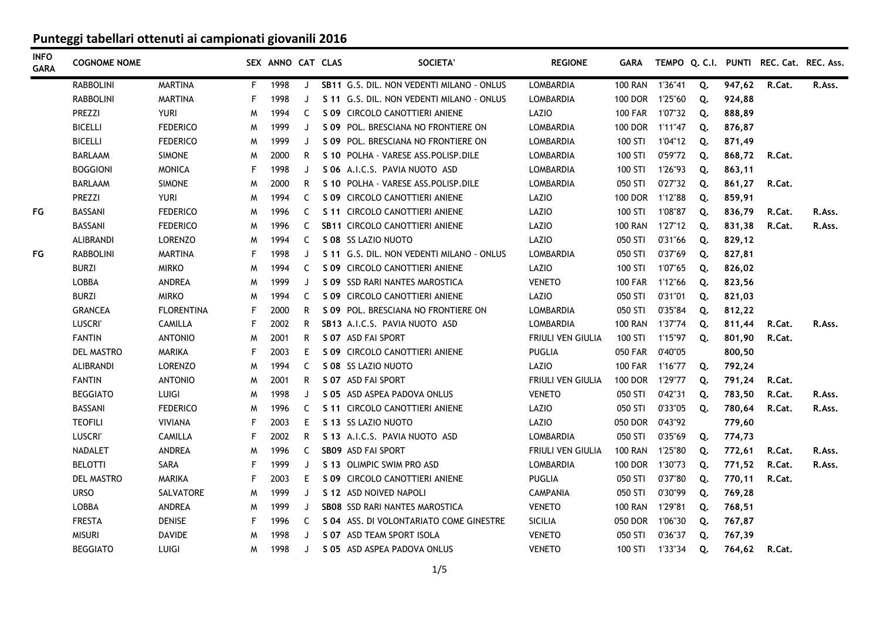# Punteggi tabellari ottenuti ai campionati giovanili 2016

| INFO GARA | COGNOME NOME | | SEX | ANNO | CAT | CLAS | SOCIETA' | REGIONE | GARA | TEMPO | Q. C.I. | PUNTI | REC. Cat. | REC. Ass. |
|---|---|---|---|---|---|---|---|---|---|---|---|---|---|---|
| | RABBOLINI | MARTINA | F | 1998 | J | SB11 | G.S. DIL. NON VEDENTI MILANO - ONLUS | LOMBARDIA | 100 RAN | 1'36"41 | Q. | 947,62 | R.Cat. | R.Ass. |
| | RABBOLINI | MARTINA | F | 1998 | J | S 11 | G.S. DIL. NON VEDENTI MILANO - ONLUS | LOMBARDIA | 100 DOR | 1'25"60 | Q. | 924,88 | | |
| | PREZZI | YURI | M | 1994 | C | S 09 | CIRCOLO CANOTTIERI ANIENE | LAZIO | 100 FAR | 1'07"32 | Q. | 888,89 | | |
| | BICELLI | FEDERICO | M | 1999 | J | S 09 | POL. BRESCIANA NO FRONTIERE ON | LOMBARDIA | 100 DOR | 1'11"47 | Q. | 876,87 | | |
| | BICELLI | FEDERICO | M | 1999 | J | S 09 | POL. BRESCIANA NO FRONTIERE ON | LOMBARDIA | 100 STI | 1'04"12 | Q. | 871,49 | | |
| | BARLAAM | SIMONE | M | 2000 | R | S 10 | POLHA - VARESE ASS.POLISP.DILE | LOMBARDIA | 100 STI | 0'59"72 | Q. | 868,72 | R.Cat. | |
| | BOGGIONI | MONICA | F | 1998 | J | S 06 | A.I.C.S. PAVIA NUOTO ASD | LOMBARDIA | 100 STI | 1'26"93 | Q. | 863,11 | | |
| | BARLAAM | SIMONE | M | 2000 | R | S 10 | POLHA - VARESE ASS.POLISP.DILE | LOMBARDIA | 050 STI | 0'27"32 | Q. | 861,27 | R.Cat. | |
| | PREZZI | YURI | M | 1994 | C | S 09 | CIRCOLO CANOTTIERI ANIENE | LAZIO | 100 DOR | 1'12"88 | Q. | 859,91 | | |
| FG | BASSANI | FEDERICO | M | 1996 | C | S 11 | CIRCOLO CANOTTIERI ANIENE | LAZIO | 100 STI | 1'08"87 | Q. | 836,79 | R.Cat. | R.Ass. |
| | BASSANI | FEDERICO | M | 1996 | C | SB11 | CIRCOLO CANOTTIERI ANIENE | LAZIO | 100 RAN | 1'27"12 | Q. | 831,38 | R.Cat. | R.Ass. |
| | ALIBRANDI | LORENZO | M | 1994 | C | S 08 | SS LAZIO NUOTO | LAZIO | 050 STI | 0'31"66 | Q. | 829,12 | | |
| FG | RABBOLINI | MARTINA | F | 1998 | J | S 11 | G.S. DIL. NON VEDENTI MILANO - ONLUS | LOMBARDIA | 050 STI | 0'37"69 | Q. | 827,81 | | |
| | BURZI | MIRKO | M | 1994 | C | S 09 | CIRCOLO CANOTTIERI ANIENE | LAZIO | 100 STI | 1'07"65 | Q. | 826,02 | | |
| | LOBBA | ANDREA | M | 1999 | J | S 09 | SSD RARI NANTES MAROSTICA | VENETO | 100 FAR | 1'12"66 | Q. | 823,56 | | |
| | BURZI | MIRKO | M | 1994 | C | S 09 | CIRCOLO CANOTTIERI ANIENE | LAZIO | 050 STI | 0'31"01 | Q. | 821,03 | | |
| | GRANCEA | FLORENTINA | F | 2000 | R | S 09 | POL. BRESCIANA NO FRONTIERE ON | LOMBARDIA | 050 STI | 0'35"84 | Q. | 812,22 | | |
| | LUSCRI' | CAMILLA | F | 2002 | R | SB13 | A.I.C.S. PAVIA NUOTO ASD | LOMBARDIA | 100 RAN | 1'37"74 | Q. | 811,44 | R.Cat. | R.Ass. |
| | FANTIN | ANTONIO | M | 2001 | R | S 07 | ASD FAI SPORT | FRIULI VEN GIULIA | 100 STI | 1'15"97 | Q. | 801,90 | R.Cat. | |
| | DEL MASTRO | MARIKA | F | 2003 | E | S 09 | CIRCOLO CANOTTIERI ANIENE | PUGLIA | 050 FAR | 0'40"05 | | 800,50 | | |
| | ALIBRANDI | LORENZO | M | 1994 | C | S 08 | SS LAZIO NUOTO | LAZIO | 100 FAR | 1'16"77 | Q. | 792,24 | | |
| | FANTIN | ANTONIO | M | 2001 | R | S 07 | ASD FAI SPORT | FRIULI VEN GIULIA | 100 DOR | 1'29"77 | Q. | 791,24 | R.Cat. | |
| | BEGGIATO | LUIGI | M | 1998 | J | S 05 | ASD ASPEA PADOVA ONLUS | VENETO | 050 STI | 0'42"31 | Q. | 783,50 | R.Cat. | R.Ass. |
| | BASSANI | FEDERICO | M | 1996 | C | S 11 | CIRCOLO CANOTTIERI ANIENE | LAZIO | 050 STI | 0'33"05 | Q. | 780,64 | R.Cat. | R.Ass. |
| | TEOFILI | VIVIANA | F | 2003 | E | S 13 | SS LAZIO NUOTO | LAZIO | 050 DOR | 0'43"92 | | 779,60 | | |
| | LUSCRI' | CAMILLA | F | 2002 | R | S 13 | A.I.C.S. PAVIA NUOTO ASD | LOMBARDIA | 050 STI | 0'35"69 | Q. | 774,73 | | |
| | NADALET | ANDREA | M | 1996 | C | SB09 | ASD FAI SPORT | FRIULI VEN GIULIA | 100 RAN | 1'25"80 | Q. | 772,61 | R.Cat. | R.Ass. |
| | BELOTTI | SARA | F | 1999 | J | S 13 | OLIMPIC SWIM PRO ASD | LOMBARDIA | 100 DOR | 1'30"73 | Q. | 771,52 | R.Cat. | R.Ass. |
| | DEL MASTRO | MARIKA | F | 2003 | E | S 09 | CIRCOLO CANOTTIERI ANIENE | PUGLIA | 050 STI | 0'37"80 | Q. | 770,11 | R.Cat. | |
| | URSO | SALVATORE | M | 1999 | J | S 12 | ASD NOIVED NAPOLI | CAMPANIA | 050 STI | 0'30"99 | Q. | 769,28 | | |
| | LOBBA | ANDREA | M | 1999 | J | SB08 | SSD RARI NANTES MAROSTICA | VENETO | 100 RAN | 1'29"81 | Q. | 768,51 | | |
| | FRESTA | DENISE | F | 1996 | C | S 04 | ASS. DI VOLONTARIATO COME GINESTRE | SICILIA | 050 DOR | 1'06"30 | Q. | 767,87 | | |
| | MISURI | DAVIDE | M | 1998 | J | S 07 | ASD TEAM SPORT ISOLA | VENETO | 050 STI | 0'36"37 | Q. | 767,39 | | |
| | BEGGIATO | LUIGI | M | 1998 | J | S 05 | ASD ASPEA PADOVA ONLUS | VENETO | 100 STI | 1'33"34 | Q. | 764,62 | R.Cat. | |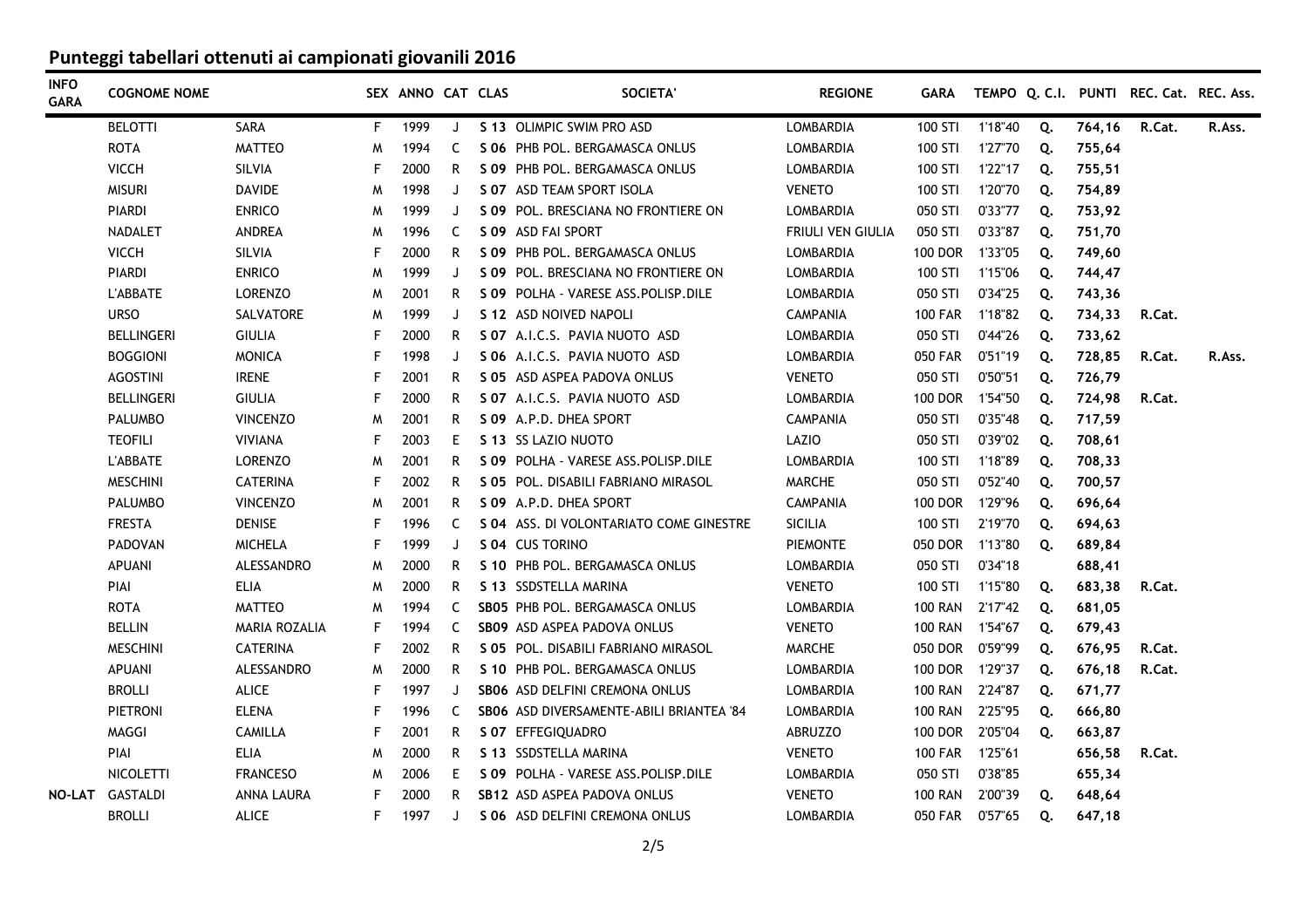## Punteggi tabellari ottenuti ai campionati giovanili 2016

| INFO GARA | COGNOME NOME | | SEX | ANNO | CAT | CLAS | SOCIETA' | REGIONE | GARA | TEMPO | Q. C.I. | PUNTI | REC. Cat. | REC. Ass. |
|---|---|---|---|---|---|---|---|---|---|---|---|---|---|---|
| | BELOTTI | SARA | F | 1999 | J | S 13 | OLIMPIC SWIM PRO ASD | LOMBARDIA | 100 STI | 1'18"40 | Q. | 764,16 | R.Cat. | R.Ass. |
| | ROTA | MATTEO | M | 1994 | C | S 06 | PHB POL. BERGAMASCA ONLUS | LOMBARDIA | 100 STI | 1'27"70 | Q. | 755,64 | | |
| | VICCH | SILVIA | F | 2000 | R | S 09 | PHB POL. BERGAMASCA ONLUS | LOMBARDIA | 100 STI | 1'22"17 | Q. | 755,51 | | |
| | MISURI | DAVIDE | M | 1998 | J | S 07 | ASD TEAM SPORT ISOLA | VENETO | 100 STI | 1'20"70 | Q. | 754,89 | | |
| | PIARDI | ENRICO | M | 1999 | J | S 09 | POL. BRESCIANA NO FRONTIERE ON | LOMBARDIA | 050 STI | 0'33"77 | Q. | 753,92 | | |
| | NADALET | ANDREA | M | 1996 | C | S 09 | ASD FAI SPORT | FRIULI VEN GIULIA | 050 STI | 0'33"87 | Q. | 751,70 | | |
| | VICCH | SILVIA | F | 2000 | R | S 09 | PHB POL. BERGAMASCA ONLUS | LOMBARDIA | 100 DOR | 1'33"05 | Q. | 749,60 | | |
| | PIARDI | ENRICO | M | 1999 | J | S 09 | POL. BRESCIANA NO FRONTIERE ON | LOMBARDIA | 100 STI | 1'15"06 | Q. | 744,47 | | |
| | L'ABBATE | LORENZO | M | 2001 | R | S 09 | POLHA - VARESE ASS.POLISP.DILE | LOMBARDIA | 050 STI | 0'34"25 | Q. | 743,36 | | |
| | URSO | SALVATORE | M | 1999 | J | S 12 | ASD NOIVED NAPOLI | CAMPANIA | 100 FAR | 1'18"82 | Q. | 734,33 | R.Cat. | |
| | BELLINGERI | GIULIA | F | 2000 | R | S 07 | A.I.C.S. PAVIA NUOTO ASD | LOMBARDIA | 050 STI | 0'44"26 | Q. | 733,62 | | |
| | BOGGIONI | MONICA | F | 1998 | J | S 06 | A.I.C.S. PAVIA NUOTO ASD | LOMBARDIA | 050 FAR | 0'51"19 | Q. | 728,85 | R.Cat. | R.Ass. |
| | AGOSTINI | IRENE | F | 2001 | R | S 05 | ASD ASPEA PADOVA ONLUS | VENETO | 050 STI | 0'50"51 | Q. | 726,79 | | |
| | BELLINGERI | GIULIA | F | 2000 | R | S 07 | A.I.C.S. PAVIA NUOTO ASD | LOMBARDIA | 100 DOR | 1'54"50 | Q. | 724,98 | R.Cat. | |
| | PALUMBO | VINCENZO | M | 2001 | R | S 09 | A.P.D. DHEA SPORT | CAMPANIA | 050 STI | 0'35"48 | Q. | 717,59 | | |
| | TEOFILI | VIVIANA | F | 2003 | E | S 13 | SS LAZIO NUOTO | LAZIO | 050 STI | 0'39"02 | Q. | 708,61 | | |
| | L'ABBATE | LORENZO | M | 2001 | R | S 09 | POLHA - VARESE ASS.POLISP.DILE | LOMBARDIA | 100 STI | 1'18"89 | Q. | 708,33 | | |
| | MESCHINI | CATERINA | F | 2002 | R | S 05 | POL. DISABILI FABRIANO MIRASOL | MARCHE | 050 STI | 0'52"40 | Q. | 700,57 | | |
| | PALUMBO | VINCENZO | M | 2001 | R | S 09 | A.P.D. DHEA SPORT | CAMPANIA | 100 DOR | 1'29"96 | Q. | 696,64 | | |
| | FRESTA | DENISE | F | 1996 | C | S 04 | ASS. DI VOLONTARIATO COME GINESTRE | SICILIA | 100 STI | 2'19"70 | Q. | 694,63 | | |
| | PADOVAN | MICHELA | F | 1999 | J | S 04 | CUS TORINO | PIEMONTE | 050 DOR | 1'13"80 | Q. | 689,84 | | |
| | APUANI | ALESSANDRO | M | 2000 | R | S 10 | PHB POL. BERGAMASCA ONLUS | LOMBARDIA | 050 STI | 0'34"18 | | 688,41 | | |
| | PIAI | ELIA | M | 2000 | R | S 13 | SSDSTELLA MARINA | VENETO | 100 STI | 1'15"80 | Q. | 683,38 | R.Cat. | |
| | ROTA | MATTEO | M | 1994 | C | SB05 | PHB POL. BERGAMASCA ONLUS | LOMBARDIA | 100 RAN | 2'17"42 | Q. | 681,05 | | |
| | BELLIN | MARIA ROZALIA | F | 1994 | C | SB09 | ASD ASPEA PADOVA ONLUS | VENETO | 100 RAN | 1'54"67 | Q. | 679,43 | | |
| | MESCHINI | CATERINA | F | 2002 | R | S 05 | POL. DISABILI FABRIANO MIRASOL | MARCHE | 050 DOR | 0'59"99 | Q. | 676,95 | R.Cat. | |
| | APUANI | ALESSANDRO | M | 2000 | R | S 10 | PHB POL. BERGAMASCA ONLUS | LOMBARDIA | 100 DOR | 1'29"37 | Q. | 676,18 | R.Cat. | |
| | BROLLI | ALICE | F | 1997 | J | SB06 | ASD DELFINI CREMONA ONLUS | LOMBARDIA | 100 RAN | 2'24"87 | Q. | 671,77 | | |
| | PIETRONI | ELENA | F | 1996 | C | SB06 | ASD DIVERSAMENTE-ABILI BRIANTEA '84 | LOMBARDIA | 100 RAN | 2'25"95 | Q. | 666,80 | | |
| | MAGGI | CAMILLA | F | 2001 | R | S 07 | EFFEGIQUADRO | ABRUZZO | 100 DOR | 2'05"04 | Q. | 663,87 | | |
| | PIAI | ELIA | M | 2000 | R | S 13 | SSDSTELLA MARINA | VENETO | 100 FAR | 1'25"61 | | 656,58 | R.Cat. | |
| | NICOLETTI | FRANCESO | M | 2006 | E | S 09 | POLHA - VARESE ASS.POLISP.DILE | LOMBARDIA | 050 STI | 0'38"85 | | 655,34 | | |
| NO-LAT | GASTALDI | ANNA LAURA | F | 2000 | R | SB12 | ASD ASPEA PADOVA ONLUS | VENETO | 100 RAN | 2'00"39 | Q. | 648,64 | | |
| | BROLLI | ALICE | F | 1997 | J | S 06 | ASD DELFINI CREMONA ONLUS | LOMBARDIA | 050 FAR | 0'57"65 | Q. | 647,18 | | |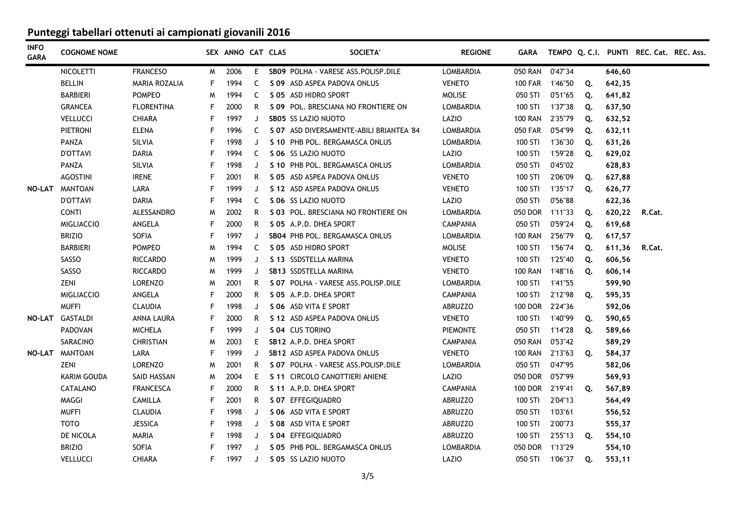## Punteggi tabellari ottenuti ai campionati giovanili 2016

| INFO GARA | COGNOME NOME | | SEX | ANNO | CAT | CLAS | SOCIETA' | REGIONE | GARA | TEMPO | Q. C.I. | PUNTI | REC. Cat. | REC. Ass. |
|---|---|---|---|---|---|---|---|---|---|---|---|---|---|---|
| | NICOLETTI | FRANCESO | M | 2006 | E | SB09 | POLHA - VARESE ASS.POLISP.DILE | LOMBARDIA | 050 RAN | 0'47"34 | | 646,60 | | |
| | BELLIN | MARIA ROZALIA | F | 1994 | C | S 09 | ASD ASPEA PADOVA ONLUS | VENETO | 100 FAR | 1'46"50 | Q. | 642,35 | | |
| | BARBIERI | POMPEO | M | 1994 | C | S 05 | ASD HIDRO SPORT | MOLISE | 050 STI | 0'51"65 | Q. | 641,82 | | |
| | GRANCEA | FLORENTINA | F | 2000 | R | S 09 | POL. BRESCIANA NO FRONTIERE ON | LOMBARDIA | 100 STI | 1'37"38 | Q. | 637,50 | | |
| | VELLUCCI | CHIARA | F | 1997 | J | SB05 | SS LAZIO NUOTO | LAZIO | 100 RAN | 2'35"79 | Q. | 632,52 | | |
| | PIETRONI | ELENA | F | 1996 | C | S 07 | ASD DIVERSAMENTE-ABILI BRIANTEA '84 | LOMBARDIA | 050 FAR | 0'54"99 | Q. | 632,11 | | |
| | PANZA | SILVIA | F | 1998 | J | S 10 | PHB POL. BERGAMASCA ONLUS | LOMBARDIA | 100 STI | 1'36"30 | Q. | 631,26 | | |
| | D'OTTAVI | DARIA | F | 1994 | C | S 06 | SS LAZIO NUOTO | LAZIO | 100 STI | 1'59"28 | Q. | 629,02 | | |
| | PANZA | SILVIA | F | 1998 | J | S 10 | PHB POL. BERGAMASCA ONLUS | LOMBARDIA | 050 STI | 0'45"02 | | 628,83 | | |
| | AGOSTINI | IRENE | F | 2001 | R | S 05 | ASD ASPEA PADOVA ONLUS | VENETO | 100 STI | 2'06"09 | Q. | 627,88 | | |
| NO-LAT | MANTOAN | LARA | F | 1999 | J | S 12 | ASD ASPEA PADOVA ONLUS | VENETO | 100 STI | 1'35"17 | Q. | 626,77 | | |
| | D'OTTAVI | DARIA | F | 1994 | C | S 06 | SS LAZIO NUOTO | LAZIO | 050 STI | 0'56"88 | | 622,36 | | |
| | CONTI | ALESSANDRO | M | 2002 | R | S 03 | POL. BRESCIANA NO FRONTIERE ON | LOMBARDIA | 050 DOR | 1'11"33 | Q. | 620,22 | R.Cat. | |
| | MIGLIACCIO | ANGELA | F | 2000 | R | S 05 | A.P.D. DHEA SPORT | CAMPANIA | 050 STI | 0'59"24 | Q. | 619,68 | | |
| | BRIZIO | SOFIA | F | 1997 | J | SB04 | PHB POL. BERGAMASCA ONLUS | LOMBARDIA | 100 RAN | 2'56"79 | Q. | 617,57 | | |
| | BARBIERI | POMPEO | M | 1994 | C | S 05 | ASD HIDRO SPORT | MOLISE | 100 STI | 1'56"74 | Q. | 611,36 | R.Cat. | |
| | SASSO | RICCARDO | M | 1999 | J | S 13 | SSDSTELLA MARINA | VENETO | 100 STI | 1'25"40 | Q. | 606,56 | | |
| | SASSO | RICCARDO | M | 1999 | J | SB13 | SSDSTELLA MARINA | VENETO | 100 RAN | 1'48"16 | Q. | 606,14 | | |
| | ZENI | LORENZO | M | 2001 | R | S 07 | POLHA - VARESE ASS.POLISP.DILE | LOMBARDIA | 100 STI | 1'41"55 | | 599,90 | | |
| | MIGLIACCIO | ANGELA | F | 2000 | R | S 05 | A.P.D. DHEA SPORT | CAMPANIA | 100 STI | 2'12"98 | Q. | 595,35 | | |
| | MUFFI | CLAUDIA | F | 1998 | J | S 06 | ASD VITA E SPORT | ABRUZZO | 100 DOR | 2'24"36 | | 592,06 | | |
| NO-LAT | GASTALDI | ANNA LAURA | F | 2000 | R | S 12 | ASD ASPEA PADOVA ONLUS | VENETO | 100 STI | 1'40"99 | Q. | 590,65 | | |
| | PADOVAN | MICHELA | F | 1999 | J | S 04 | CUS TORINO | PIEMONTE | 050 STI | 1'14"28 | Q. | 589,66 | | |
| | SARACINO | CHRISTIAN | M | 2003 | E | SB12 | A.P.D. DHEA SPORT | CAMPANIA | 050 RAN | 0'53"42 | | 589,29 | | |
| NO-LAT | MANTOAN | LARA | F | 1999 | J | SB12 | ASD ASPEA PADOVA ONLUS | VENETO | 100 RAN | 2'13"63 | Q. | 584,37 | | |
| | ZENI | LORENZO | M | 2001 | R | S 07 | POLHA - VARESE ASS.POLISP.DILE | LOMBARDIA | 050 STI | 0'47"95 | | 582,06 | | |
| | KARIM GOUDA | SAID HASSAN | M | 2004 | E | S 11 | CIRCOLO CANOTTIERI ANIENE | LAZIO | 050 DOR | 0'57"99 | | 569,93 | | |
| | CATALANO | FRANCESCA | F | 2000 | R | S 11 | A.P.D. DHEA SPORT | CAMPANIA | 100 DOR | 2'19"41 | Q. | 567,89 | | |
| | MAGGI | CAMILLA | F | 2001 | R | S 07 | EFFEGIQUADRO | ABRUZZO | 100 STI | 2'04"13 | | 564,49 | | |
| | MUFFI | CLAUDIA | F | 1998 | J | S 06 | ASD VITA E SPORT | ABRUZZO | 050 STI | 1'03"61 | | 556,52 | | |
| | TOTO | JESSICA | F | 1998 | J | S 08 | ASD VITA E SPORT | ABRUZZO | 100 STI | 2'00"73 | | 555,37 | | |
| | DE NICOLA | MARIA | F | 1998 | J | S 04 | EFFEGIQUADRO | ABRUZZO | 100 STI | 2'55"13 | Q. | 554,10 | | |
| | BRIZIO | SOFIA | F | 1997 | J | S 05 | PHB POL. BERGAMASCA ONLUS | LOMBARDIA | 050 DOR | 1'13"29 | | 554,10 | | |
| | VELLUCCI | CHIARA | F | 1997 | J | S 05 | SS LAZIO NUOTO | LAZIO | 050 STI | 1'06"37 | Q. | 553,11 | | |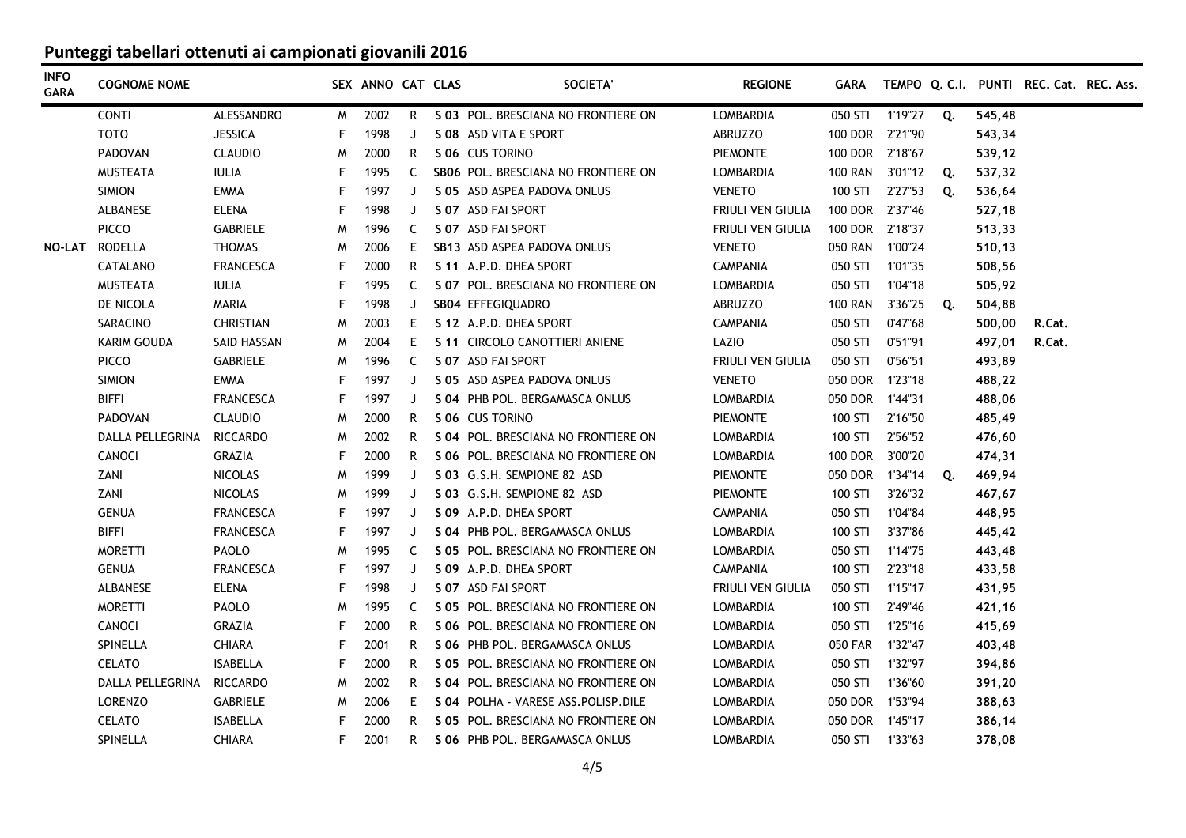## Punteggi tabellari ottenuti ai campionati giovanili 2016

| INFO GARA | COGNOME NOME | | SEX | ANNO | CAT | CLAS | SOCIETA' | REGIONE | GARA | TEMPO | Q. C.I. | PUNTI | REC. Cat. | REC. Ass. |
|---|---|---|---|---|---|---|---|---|---|---|---|---|---|---|
| | CONTI | ALESSANDRO | M | 2002 | R | S 03 | POL. BRESCIANA NO FRONTIERE ON | LOMBARDIA | 050 STI | 1'19"27 | Q. | 545,48 | | |
| | TOTO | JESSICA | F | 1998 | J | S 08 | ASD VITA E SPORT | ABRUZZO | 100 DOR | 2'21"90 | | 543,34 | | |
| | PADOVAN | CLAUDIO | M | 2000 | R | S 06 | CUS TORINO | PIEMONTE | 100 DOR | 2'18"67 | | 539,12 | | |
| | MUSTEATA | IULIA | F | 1995 | C | SB06 | POL. BRESCIANA NO FRONTIERE ON | LOMBARDIA | 100 RAN | 3'01"12 | Q. | 537,32 | | |
| | SIMION | EMMA | F | 1997 | J | S 05 | ASD ASPEA PADOVA ONLUS | VENETO | 100 STI | 2'27"53 | Q. | 536,64 | | |
| | ALBANESE | ELENA | F | 1998 | J | S 07 | ASD FAI SPORT | FRIULI VEN GIULIA | 100 DOR | 2'37"46 | | 527,18 | | |
| | PICCO | GABRIELE | M | 1996 | C | S 07 | ASD FAI SPORT | FRIULI VEN GIULIA | 100 DOR | 2'18"37 | | 513,33 | | |
| NO-LAT | RODELLA | THOMAS | M | 2006 | E | SB13 | ASD ASPEA PADOVA ONLUS | VENETO | 050 RAN | 1'00"24 | | 510,13 | | |
| | CATALANO | FRANCESCA | F | 2000 | R | S 11 | A.P.D. DHEA SPORT | CAMPANIA | 050 STI | 1'01"35 | | 508,56 | | |
| | MUSTEATA | IULIA | F | 1995 | C | S 07 | POL. BRESCIANA NO FRONTIERE ON | LOMBARDIA | 050 STI | 1'04"18 | | 505,92 | | |
| | DE NICOLA | MARIA | F | 1998 | J | SB04 | EFFEGIQUADRO | ABRUZZO | 100 RAN | 3'36"25 | Q. | 504,88 | | |
| | SARACINO | CHRISTIAN | M | 2003 | E | S 12 | A.P.D. DHEA SPORT | CAMPANIA | 050 STI | 0'47"68 | | 500,00 | R.Cat. | |
| | KARIM GOUDA | SAID HASSAN | M | 2004 | E | S 11 | CIRCOLO CANOTTIERI ANIENE | LAZIO | 050 STI | 0'51"91 | | 497,01 | R.Cat. | |
| | PICCO | GABRIELE | M | 1996 | C | S 07 | ASD FAI SPORT | FRIULI VEN GIULIA | 050 STI | 0'56"51 | | 493,89 | | |
| | SIMION | EMMA | F | 1997 | J | S 05 | ASD ASPEA PADOVA ONLUS | VENETO | 050 DOR | 1'23"18 | | 488,22 | | |
| | BIFFI | FRANCESCA | F | 1997 | J | S 04 | PHB POL. BERGAMASCA ONLUS | LOMBARDIA | 050 DOR | 1'44"31 | | 488,06 | | |
| | PADOVAN | CLAUDIO | M | 2000 | R | S 06 | CUS TORINO | PIEMONTE | 100 STI | 2'16"50 | | 485,49 | | |
| | DALLA PELLEGRINA | RICCARDO | M | 2002 | R | S 04 | POL. BRESCIANA NO FRONTIERE ON | LOMBARDIA | 100 STI | 2'56"52 | | 476,60 | | |
| | CANOCI | GRAZIA | F | 2000 | R | S 06 | POL. BRESCIANA NO FRONTIERE ON | LOMBARDIA | 100 DOR | 3'00"20 | | 474,31 | | |
| | ZANI | NICOLAS | M | 1999 | J | S 03 | G.S.H. SEMPIONE 82 ASD | PIEMONTE | 050 DOR | 1'34"14 | Q. | 469,94 | | |
| | ZANI | NICOLAS | M | 1999 | J | S 03 | G.S.H. SEMPIONE 82 ASD | PIEMONTE | 100 STI | 3'26"32 | | 467,67 | | |
| | GENUA | FRANCESCA | F | 1997 | J | S 09 | A.P.D. DHEA SPORT | CAMPANIA | 050 STI | 1'04"84 | | 448,95 | | |
| | BIFFI | FRANCESCA | F | 1997 | J | S 04 | PHB POL. BERGAMASCA ONLUS | LOMBARDIA | 100 STI | 3'37"86 | | 445,42 | | |
| | MORETTI | PAOLO | M | 1995 | C | S 05 | POL. BRESCIANA NO FRONTIERE ON | LOMBARDIA | 050 STI | 1'14"75 | | 443,48 | | |
| | GENUA | FRANCESCA | F | 1997 | J | S 09 | A.P.D. DHEA SPORT | CAMPANIA | 100 STI | 2'23"18 | | 433,58 | | |
| | ALBANESE | ELENA | F | 1998 | J | S 07 | ASD FAI SPORT | FRIULI VEN GIULIA | 050 STI | 1'15"17 | | 431,95 | | |
| | MORETTI | PAOLO | M | 1995 | C | S 05 | POL. BRESCIANA NO FRONTIERE ON | LOMBARDIA | 100 STI | 2'49"46 | | 421,16 | | |
| | CANOCI | GRAZIA | F | 2000 | R | S 06 | POL. BRESCIANA NO FRONTIERE ON | LOMBARDIA | 050 STI | 1'25"16 | | 415,69 | | |
| | SPINELLA | CHIARA | F | 2001 | R | S 06 | PHB POL. BERGAMASCA ONLUS | LOMBARDIA | 050 FAR | 1'32"47 | | 403,48 | | |
| | CELATO | ISABELLA | F | 2000 | R | S 05 | POL. BRESCIANA NO FRONTIERE ON | LOMBARDIA | 050 STI | 1'32"97 | | 394,86 | | |
| | DALLA PELLEGRINA | RICCARDO | M | 2002 | R | S 04 | POL. BRESCIANA NO FRONTIERE ON | LOMBARDIA | 050 STI | 1'36"60 | | 391,20 | | |
| | LORENZO | GABRIELE | M | 2006 | E | S 04 | POLHA - VARESE ASS.POLISP.DILE | LOMBARDIA | 050 DOR | 1'53"94 | | 388,63 | | |
| | CELATO | ISABELLA | F | 2000 | R | S 05 | POL. BRESCIANA NO FRONTIERE ON | LOMBARDIA | 050 DOR | 1'45"17 | | 386,14 | | |
| | SPINELLA | CHIARA | F | 2001 | R | S 06 | PHB POL. BERGAMASCA ONLUS | LOMBARDIA | 050 STI | 1'33"63 | | 378,08 | | |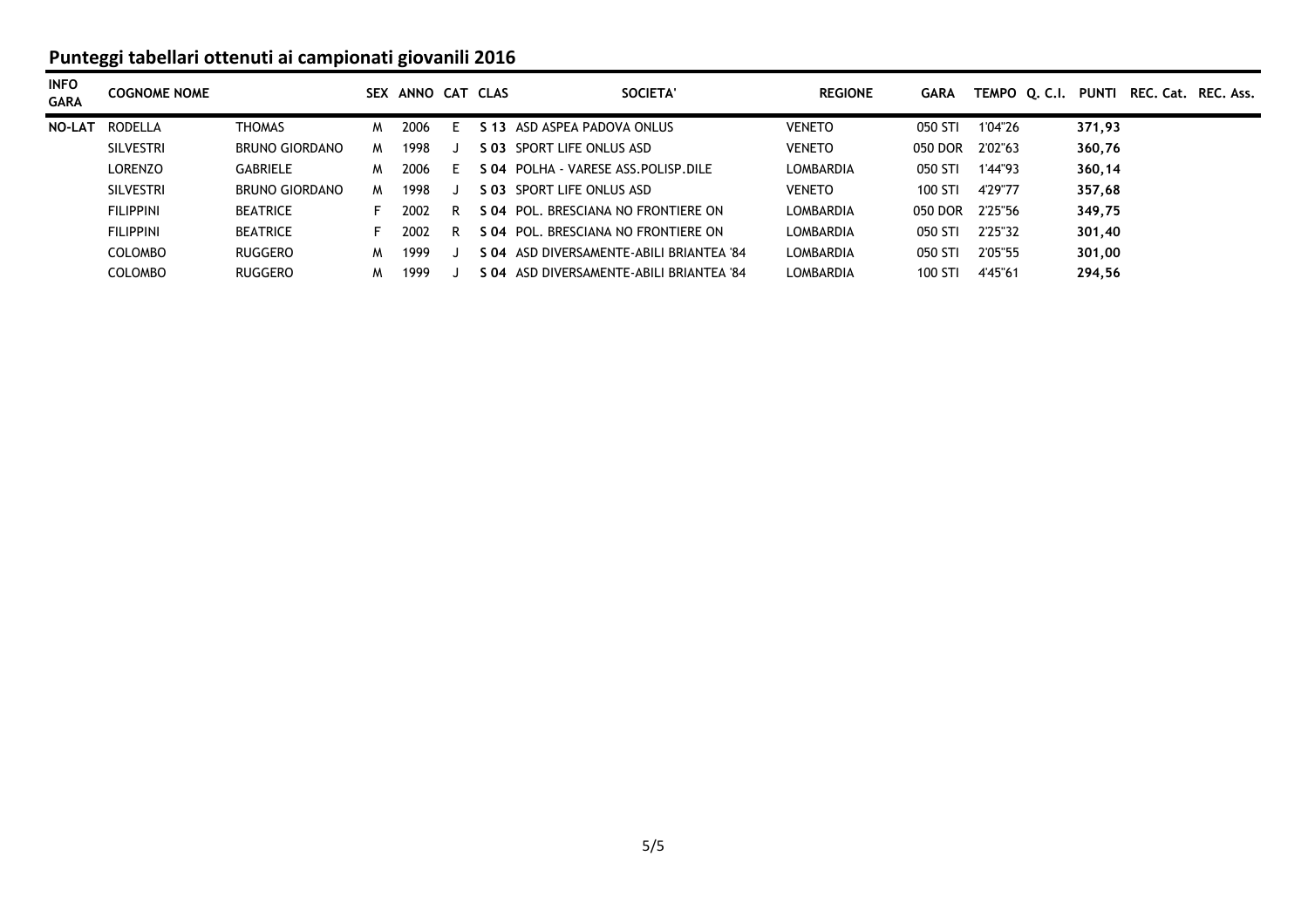## Punteggi tabellari ottenuti ai campionati giovanili 2016

| INFO GARA | COGNOME NOME | | SEX | ANNO | CAT | CLAS | SOCIETA' | REGIONE | GARA | TEMPO | Q. C.I. | PUNTI | REC. Cat. | REC. Ass. |
|---|---|---|---|---|---|---|---|---|---|---|---|---|---|---|
| NO-LAT | RODELLA | THOMAS | M | 2006 | E | S 13 | ASD ASPEA PADOVA ONLUS | VENETO | 050 STI | 1'04"26 | | 371,93 | | |
| | SILVESTRI | BRUNO GIORDANO | M | 1998 | J | S 03 | SPORT LIFE ONLUS ASD | VENETO | 050 DOR | 2'02"63 | | 360,76 | | |
| | LORENZO | GABRIELE | M | 2006 | E | S 04 | POLHA - VARESE ASS.POLISP.DILE | LOMBARDIA | 050 STI | 1'44"93 | | 360,14 | | |
| | SILVESTRI | BRUNO GIORDANO | M | 1998 | J | S 03 | SPORT LIFE ONLUS ASD | VENETO | 100 STI | 4'29"77 | | 357,68 | | |
| | FILIPPINI | BEATRICE | F | 2002 | R | S 04 | POL. BRESCIANA NO FRONTIERE ON | LOMBARDIA | 050 DOR | 2'25"56 | | 349,75 | | |
| | FILIPPINI | BEATRICE | F | 2002 | R | S 04 | POL. BRESCIANA NO FRONTIERE ON | LOMBARDIA | 050 STI | 2'25"32 | | 301,40 | | |
| | COLOMBO | RUGGERO | M | 1999 | J | S 04 | ASD DIVERSAMENTE-ABILI BRIANTEA '84 | LOMBARDIA | 050 STI | 2'05"55 | | 301,00 | | |
| | COLOMBO | RUGGERO | M | 1999 | J | S 04 | ASD DIVERSAMENTE-ABILI BRIANTEA '84 | LOMBARDIA | 100 STI | 4'45"61 | | 294,56 | | |